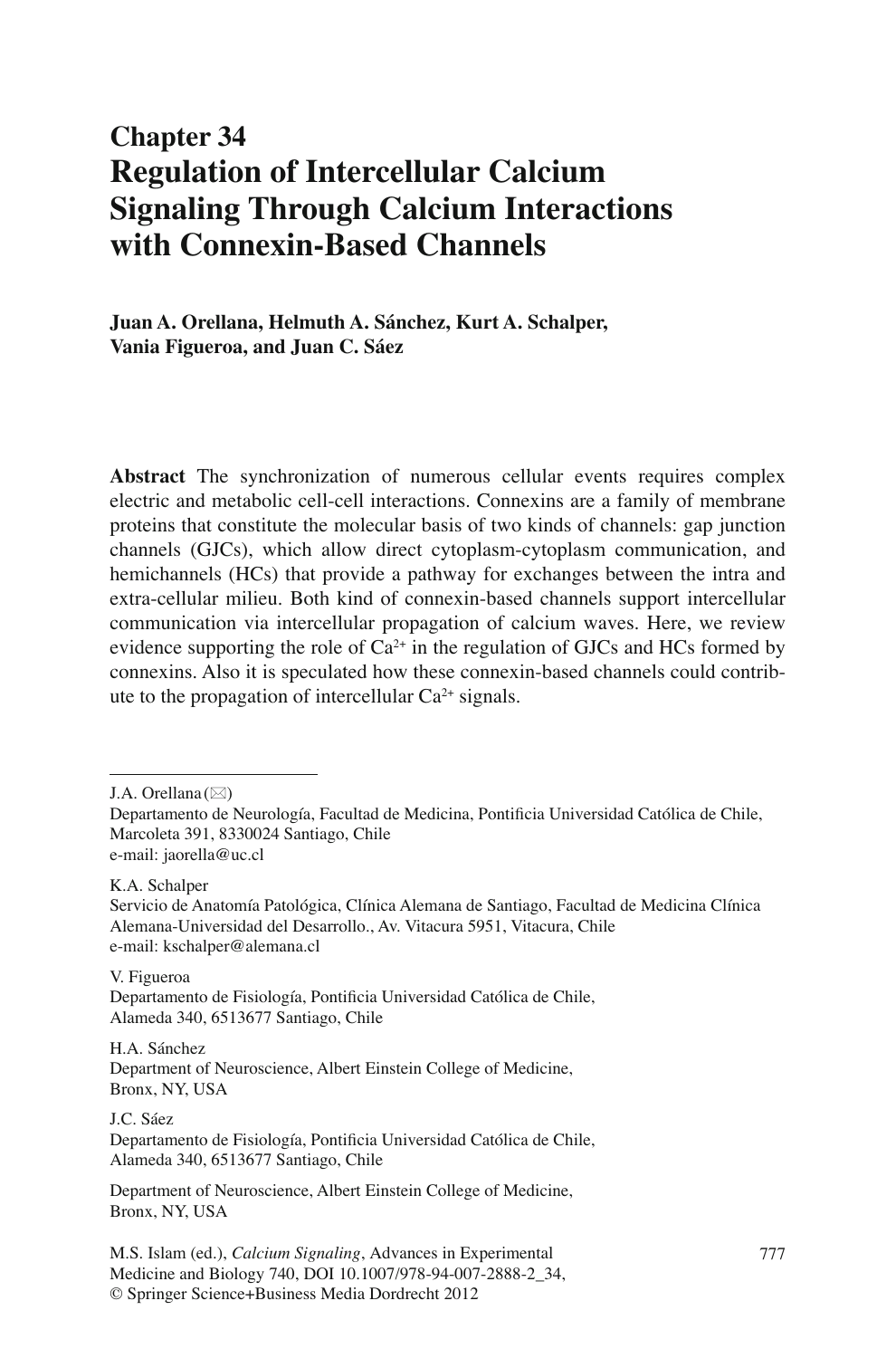# Chapter 34
# Regulation of Intercellular Calcium Signaling Through Calcium Interactions with Connexin-Based Channels

**Juan A. Orellana, Helmuth A. Sánchez, Kurt A. Schalper, Vania Figueroa, and Juan C. Sáez**

**Abstract** The synchronization of numerous cellular events requires complex electric and metabolic cell-cell interactions. Connexins are a family of membrane proteins that constitute the molecular basis of two kinds of channels: gap junction channels (GJCs), which allow direct cytoplasm-cytoplasm communication, and hemichannels (HCs) that provide a pathway for exchanges between the intra and extra-cellular milieu. Both kind of connexin-based channels support intercellular communication via intercellular propagation of calcium waves. Here, we review evidence supporting the role of $Ca^{2+}$ in the regulation of GJCs and HCs formed by connexins. Also it is speculated how these connexin-based channels could contribute to the propagation of intercellular $Ca^{2+}$ signals.

---

J.A. Orellana (✉)
Departamento de Neurología, Facultad de Medicina, Pontificia Universidad Católica de Chile, Marcoleta 391, 8330024 Santiago, Chile
e-mail: jaorella@uc.cl

K.A. Schalper
Servicio de Anatomía Patológica, Clínica Alemana de Santiago, Facultad de Medicina Clínica Alemana-Universidad del Desarrollo., Av. Vitacura 5951, Vitacura, Chile
e-mail: kschalper@alemana.cl

V. Figueroa
Departamento de Fisiología, Pontificia Universidad Católica de Chile, Alameda 340, 6513677 Santiago, Chile

H.A. Sánchez
Department of Neuroscience, Albert Einstein College of Medicine, Bronx, NY, USA

J.C. Sáez
Departamento de Fisiología, Pontificia Universidad Católica de Chile, Alameda 340, 6513677 Santiago, Chile

Department of Neuroscience, Albert Einstein College of Medicine, Bronx, NY, USA

M.S. Islam (ed.), *Calcium Signaling*, Advances in Experimental Medicine and Biology 740, DOI 10.1007/978-94-007-2888-2_34, © Springer Science+Business Media Dordrecht 2012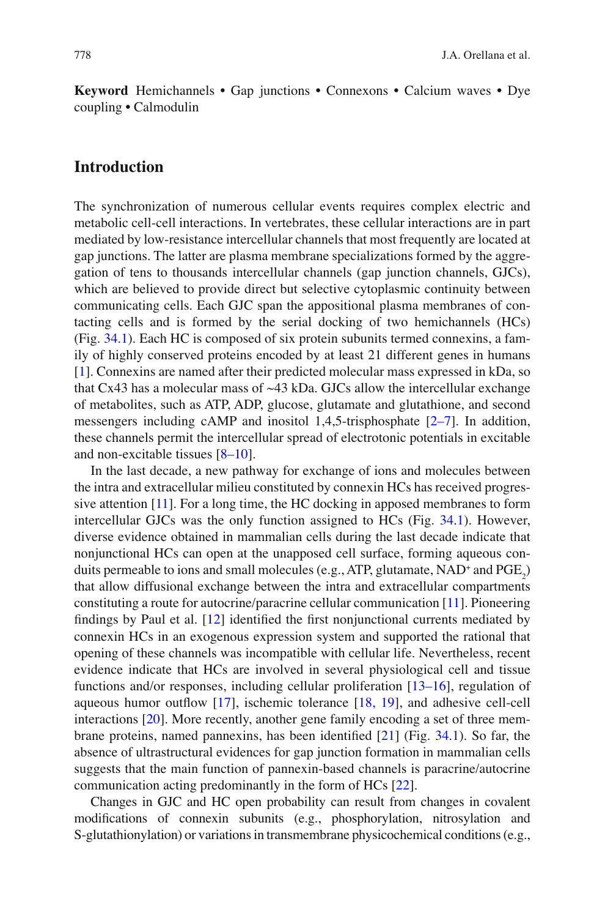**Keyword** Hemichannels • Gap junctions • Connexons • Calcium waves • Dye coupling • Calmodulin

## Introduction

The synchronization of numerous cellular events requires complex electric and metabolic cell-cell interactions. In vertebrates, these cellular interactions are in part mediated by low-resistance intercellular channels that most frequently are located at gap junctions. The latter are plasma membrane specializations formed by the aggregation of tens to thousands intercellular channels (gap junction channels, GJCs), which are believed to provide direct but selective cytoplasmic continuity between communicating cells. Each GJC span the appositional plasma membranes of contacting cells and is formed by the serial docking of two hemichannels (HCs) (Fig. 34.1). Each HC is composed of six protein subunits termed connexins, a family of highly conserved proteins encoded by at least 21 different genes in humans [1]. Connexins are named after their predicted molecular mass expressed in kDa, so that Cx43 has a molecular mass of ~43 kDa. GJCs allow the intercellular exchange of metabolites, such as ATP, ADP, glucose, glutamate and glutathione, and second messengers including cAMP and inositol 1,4,5-trisphosphate [2–7]. In addition, these channels permit the intercellular spread of electrotonic potentials in excitable and non-excitable tissues [8–10].

In the last decade, a new pathway for exchange of ions and molecules between the intra and extracellular milieu constituted by connexin HCs has received progressive attention [11]. For a long time, the HC docking in apposed membranes to form intercellular GJCs was the only function assigned to HCs (Fig. 34.1). However, diverse evidence obtained in mammalian cells during the last decade indicate that nonjunctional HCs can open at the unapposed cell surface, forming aqueous conduits permeable to ions and small molecules (e.g., ATP, glutamate, $NAD^+$ and $PGE_2$) that allow diffusional exchange between the intra and extracellular compartments constituting a route for autocrine/paracrine cellular communication [11]. Pioneering findings by Paul et al. [12] identified the first nonjunctional currents mediated by connexin HCs in an exogenous expression system and supported the rational that opening of these channels was incompatible with cellular life. Nevertheless, recent evidence indicate that HCs are involved in several physiological cell and tissue functions and/or responses, including cellular proliferation [13–16], regulation of aqueous humor outflow [17], ischemic tolerance [18, 19], and adhesive cell-cell interactions [20]. More recently, another gene family encoding a set of three membrane proteins, named pannexins, has been identified [21] (Fig. 34.1). So far, the absence of ultrastructural evidences for gap junction formation in mammalian cells suggests that the main function of pannexin-based channels is paracrine/autocrine communication acting predominantly in the form of HCs [22].

Changes in GJC and HC open probability can result from changes in covalent modifications of connexin subunits (e.g., phosphorylation, nitrosylation and S-glutathionylation) or variations in transmembrane physicochemical conditions (e.g.,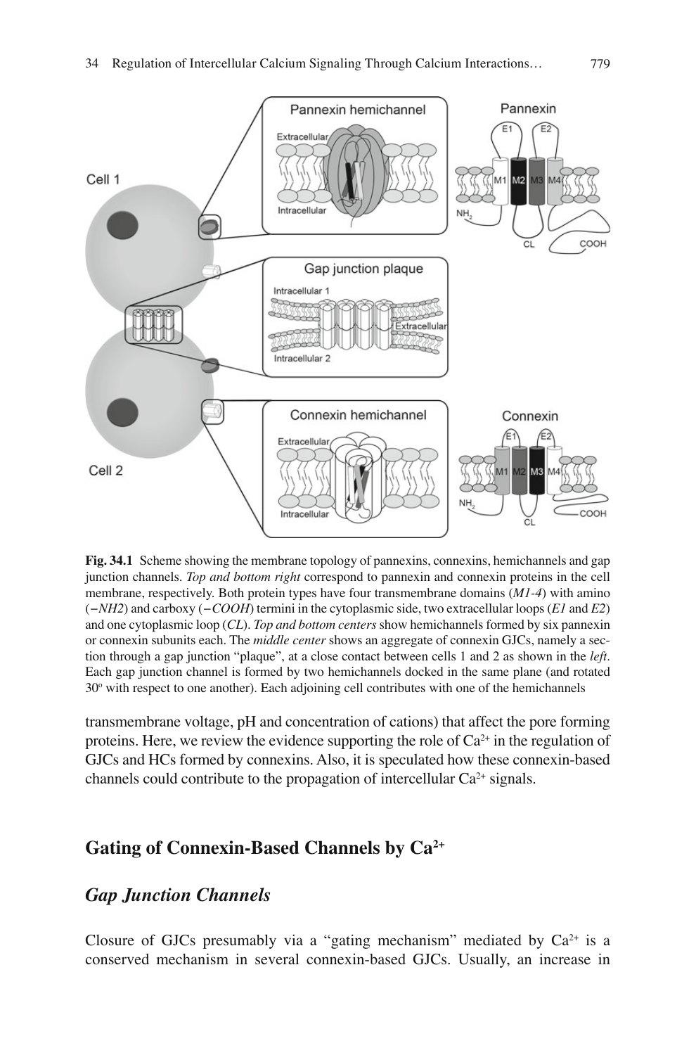**Fig. 34.1** Scheme showing the membrane topology of pannexins, connexins, hemichannels and gap junction channels. *Top and bottom right* correspond to pannexin and connexin proteins in the cell membrane, respectively. Both protein types have four transmembrane domains (*M1-4*) with amino (*−NH2*) and carboxy (*−COOH*) termini in the cytoplasmic side, two extracellular loops (*E1* and *E2*) and one cytoplasmic loop (*CL*). *Top and bottom centers* show hemichannels formed by six pannexin or connexin subunits each. The *middle center* shows an aggregate of connexin GJCs, namely a section through a gap junction "plaque", at a close contact between cells 1 and 2 as shown in the *left*. Each gap junction channel is formed by two hemichannels docked in the same plane (and rotated 30º with respect to one another). Each adjoining cell contributes with one of the hemichannels

transmembrane voltage, pH and concentration of cations) that affect the pore forming proteins. Here, we review the evidence supporting the role of $Ca^{2+}$ in the regulation of GJCs and HCs formed by connexins. Also, it is speculated how these connexin-based channels could contribute to the propagation of intercellular $Ca^{2+}$ signals.

## Gating of Connexin-Based Channels by $Ca^{2+}$

### *Gap Junction Channels*

Closure of GJCs presumably via a "gating mechanism" mediated by $Ca^{2+}$ is a conserved mechanism in several connexin-based GJCs. Usually, an increase in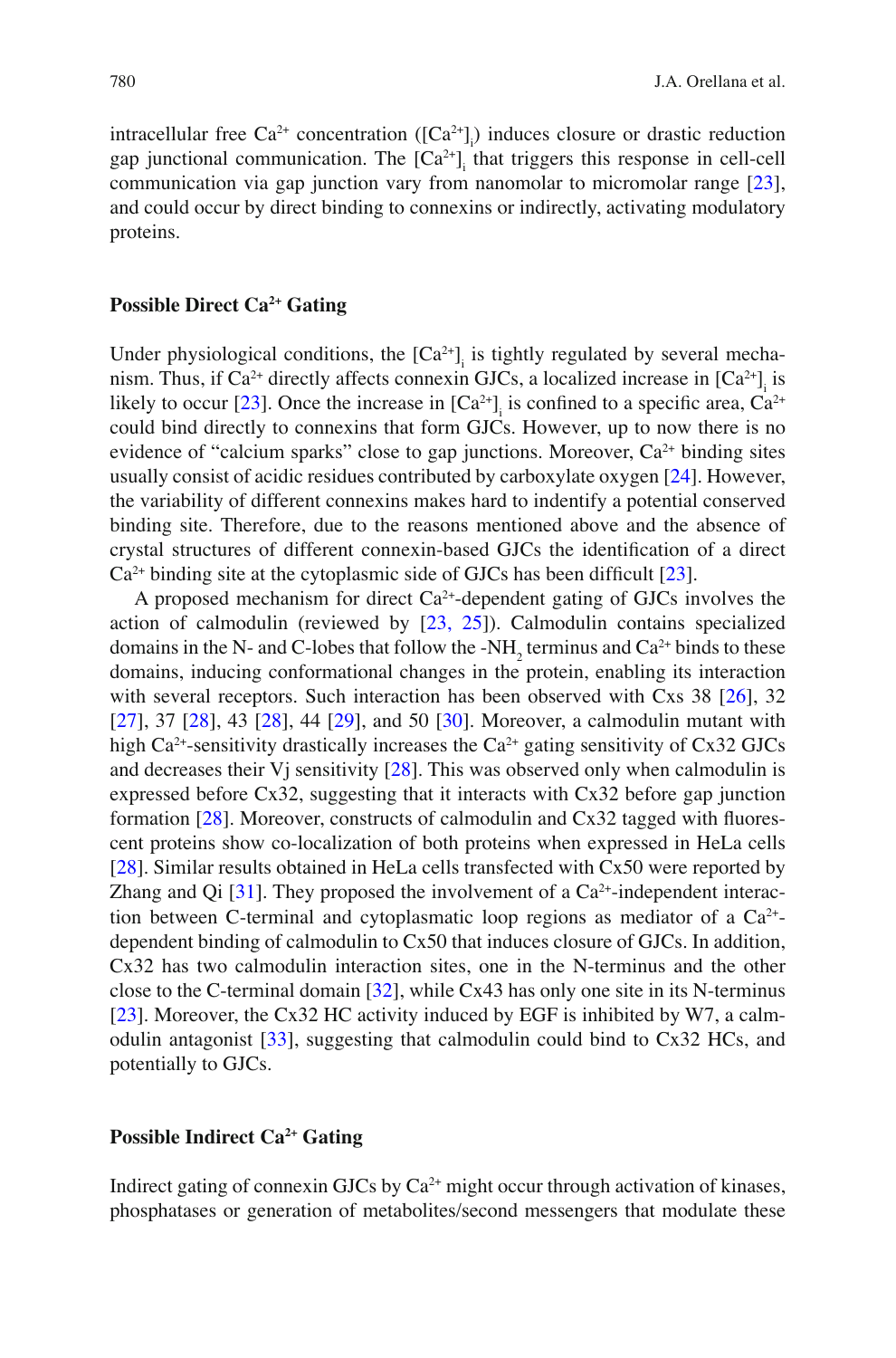intracellular free $Ca^{2+}$ concentration ($[Ca^{2+}]_i$) induces closure or drastic reduction gap junctional communication. The $[Ca^{2+}]_i$ that triggers this response in cell-cell communication via gap junction vary from nanomolar to micromolar range [23], and could occur by direct binding to connexins or indirectly, activating modulatory proteins.

### Possible Direct $Ca^{2+}$ Gating

Under physiological conditions, the $[Ca^{2+}]_i$ is tightly regulated by several mechanism. Thus, if $Ca^{2+}$ directly affects connexin GJCs, a localized increase in $[Ca^{2+}]_i$ is likely to occur [23]. Once the increase in $[Ca^{2+}]_i$ is confined to a specific area, $Ca^{2+}$ could bind directly to connexins that form GJCs. However, up to now there is no evidence of "calcium sparks" close to gap junctions. Moreover, $Ca^{2+}$ binding sites usually consist of acidic residues contributed by carboxylate oxygen [24]. However, the variability of different connexins makes hard to indentify a potential conserved binding site. Therefore, due to the reasons mentioned above and the absence of crystal structures of different connexin-based GJCs the identification of a direct $Ca^{2+}$ binding site at the cytoplasmic side of GJCs has been difficult [23].

A proposed mechanism for direct $Ca^{2+}$-dependent gating of GJCs involves the action of calmodulin (reviewed by [23, 25]). Calmodulin contains specialized domains in the N- and C-lobes that follow the $-NH_2$ terminus and $Ca^{2+}$ binds to these domains, inducing conformational changes in the protein, enabling its interaction with several receptors. Such interaction has been observed with Cxs 38 [26], 32 [27], 37 [28], 43 [28], 44 [29], and 50 [30]. Moreover, a calmodulin mutant with high $Ca^{2+}$-sensitivity drastically increases the $Ca^{2+}$ gating sensitivity of Cx32 GJCs and decreases their Vj sensitivity [28]. This was observed only when calmodulin is expressed before Cx32, suggesting that it interacts with Cx32 before gap junction formation [28]. Moreover, constructs of calmodulin and Cx32 tagged with fluorescent proteins show co-localization of both proteins when expressed in HeLa cells [28]. Similar results obtained in HeLa cells transfected with Cx50 were reported by Zhang and Qi [31]. They proposed the involvement of a $Ca^{2+}$-independent interaction between C-terminal and cytoplasmatic loop regions as mediator of a $Ca^{2+}$-dependent binding of calmodulin to Cx50 that induces closure of GJCs. In addition, Cx32 has two calmodulin interaction sites, one in the N-terminus and the other close to the C-terminal domain [32], while Cx43 has only one site in its N-terminus [23]. Moreover, the Cx32 HC activity induced by EGF is inhibited by W7, a calmodulin antagonist [33], suggesting that calmodulin could bind to Cx32 HCs, and potentially to GJCs.

### Possible Indirect $Ca^{2+}$ Gating

Indirect gating of connexin GJCs by $Ca^{2+}$ might occur through activation of kinases, phosphatases or generation of metabolites/second messengers that modulate these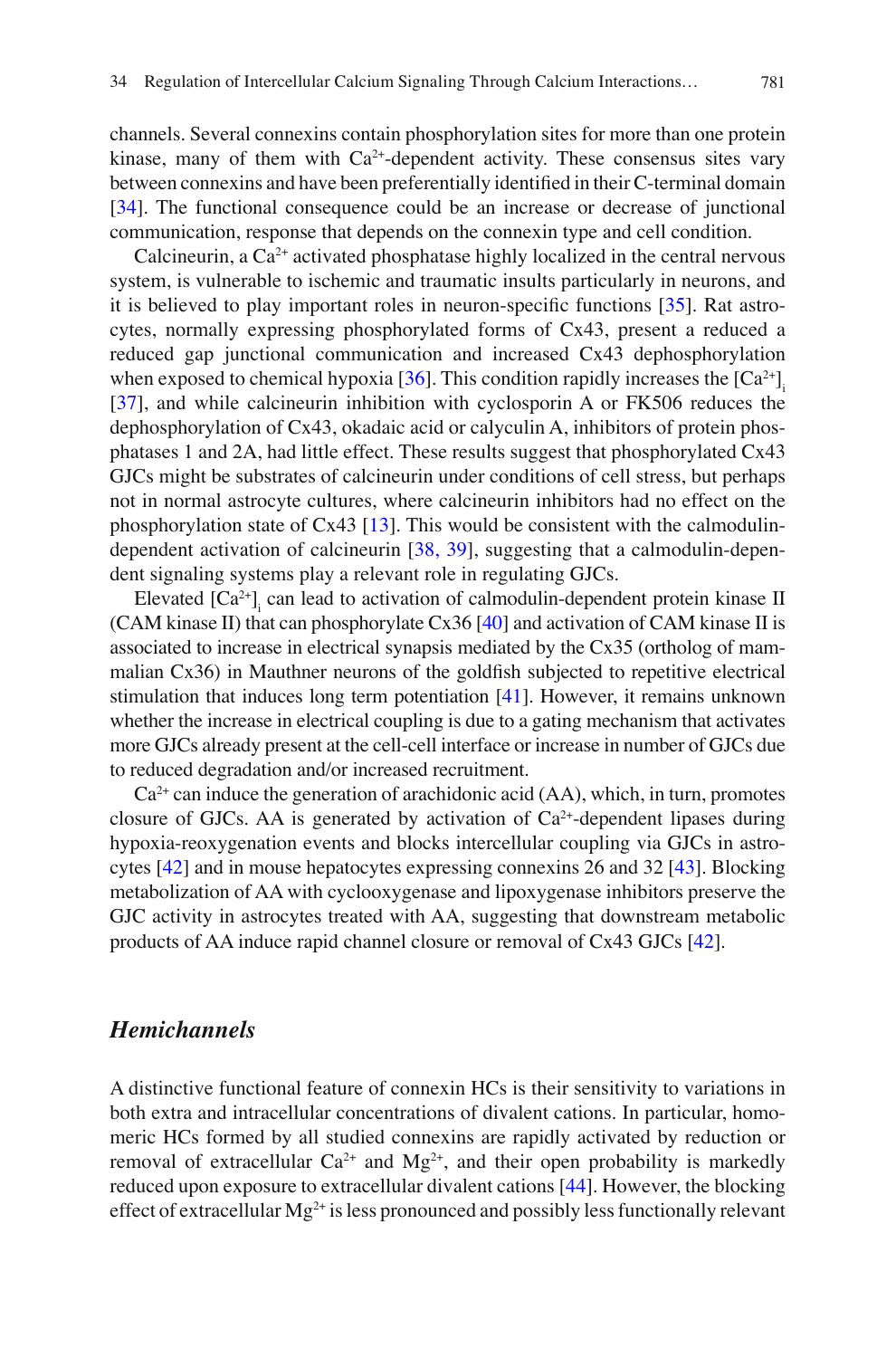channels. Several connexins contain phosphorylation sites for more than one protein kinase, many of them with $Ca^{2+}$-dependent activity. These consensus sites vary between connexins and have been preferentially identified in their C-terminal domain [34]. The functional consequence could be an increase or decrease of junctional communication, response that depends on the connexin type and cell condition.

Calcineurin, a $Ca^{2+}$ activated phosphatase highly localized in the central nervous system, is vulnerable to ischemic and traumatic insults particularly in neurons, and it is believed to play important roles in neuron-specific functions [35]. Rat astrocytes, normally expressing phosphorylated forms of Cx43, present a reduced a reduced gap junctional communication and increased Cx43 dephosphorylation when exposed to chemical hypoxia [36]. This condition rapidly increases the $[Ca^{2+}]_i$ [37], and while calcineurin inhibition with cyclosporin A or FK506 reduces the dephosphorylation of Cx43, okadaic acid or calyculin A, inhibitors of protein phosphatases 1 and 2A, had little effect. These results suggest that phosphorylated Cx43 GJCs might be substrates of calcineurin under conditions of cell stress, but perhaps not in normal astrocyte cultures, where calcineurin inhibitors had no effect on the phosphorylation state of Cx43 [13]. This would be consistent with the calmodulin-dependent activation of calcineurin [38, 39], suggesting that a calmodulin-dependent signaling systems play a relevant role in regulating GJCs.

Elevated $[Ca^{2+}]_i$ can lead to activation of calmodulin-dependent protein kinase II (CAM kinase II) that can phosphorylate Cx36 [40] and activation of CAM kinase II is associated to increase in electrical synapsis mediated by the Cx35 (ortholog of mammalian Cx36) in Mauthner neurons of the goldfish subjected to repetitive electrical stimulation that induces long term potentiation [41]. However, it remains unknown whether the increase in electrical coupling is due to a gating mechanism that activates more GJCs already present at the cell-cell interface or increase in number of GJCs due to reduced degradation and/or increased recruitment.

$Ca^{2+}$ can induce the generation of arachidonic acid (AA), which, in turn, promotes closure of GJCs. AA is generated by activation of $Ca^{2+}$-dependent lipases during hypoxia-reoxygenation events and blocks intercellular coupling via GJCs in astrocytes [42] and in mouse hepatocytes expressing connexins 26 and 32 [43]. Blocking metabolization of AA with cyclooxygenase and lipoxygenase inhibitors preserve the GJC activity in astrocytes treated with AA, suggesting that downstream metabolic products of AA induce rapid channel closure or removal of Cx43 GJCs [42].

## *Hemichannels*

A distinctive functional feature of connexin HCs is their sensitivity to variations in both extra and intracellular concentrations of divalent cations. In particular, homomeric HCs formed by all studied connexins are rapidly activated by reduction or removal of extracellular $Ca^{2+}$ and $Mg^{2+}$, and their open probability is markedly reduced upon exposure to extracellular divalent cations [44]. However, the blocking effect of extracellular $Mg^{2+}$ is less pronounced and possibly less functionally relevant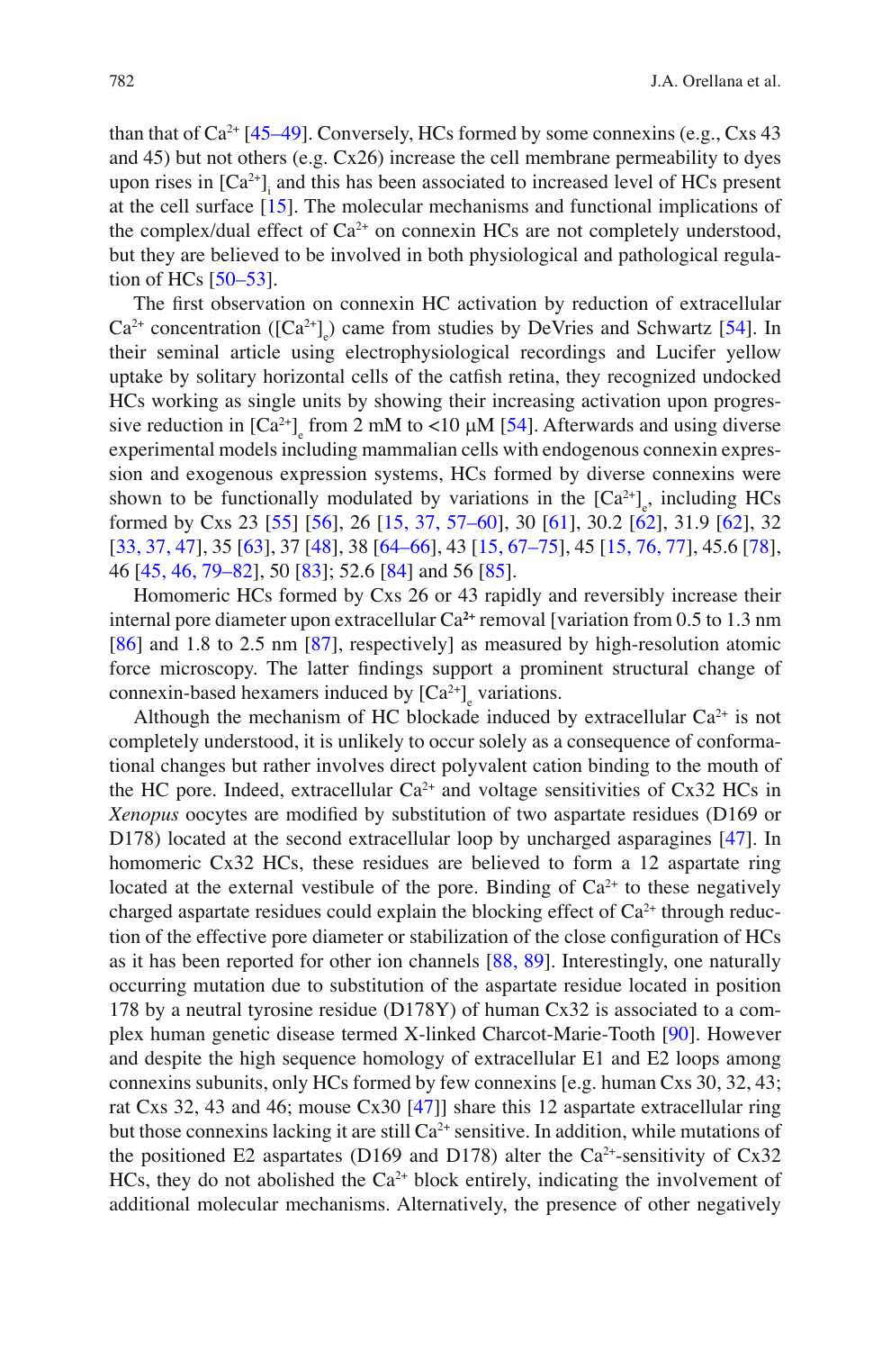than that of $Ca^{2+}$ [45–49]. Conversely, HCs formed by some connexins (e.g., Cxs 43 and 45) but not others (e.g. Cx26) increase the cell membrane permeability to dyes upon rises in $[Ca^{2+}]_i$ and this has been associated to increased level of HCs present at the cell surface [15]. The molecular mechanisms and functional implications of the complex/dual effect of $Ca^{2+}$ on connexin HCs are not completely understood, but they are believed to be involved in both physiological and pathological regulation of HCs [50–53].

The first observation on connexin HC activation by reduction of extracellular $Ca^{2+}$ concentration ($[Ca^{2+}]_e$) came from studies by DeVries and Schwartz [54]. In their seminal article using electrophysiological recordings and Lucifer yellow uptake by solitary horizontal cells of the catfish retina, they recognized undocked HCs working as single units by showing their increasing activation upon progressive reduction in $[Ca^{2+}]_e$ from 2 mM to <10 μM [54]. Afterwards and using diverse experimental models including mammalian cells with endogenous connexin expression and exogenous expression systems, HCs formed by diverse connexins were shown to be functionally modulated by variations in the $[Ca^{2+}]_e$, including HCs formed by Cxs 23 [55] [56], 26 [15, 37, 57–60], 30 [61], 30.2 [62], 31.9 [62], 32 [33, 37, 47], 35 [63], 37 [48], 38 [64–66], 43 [15, 67–75], 45 [15, 76, 77], 45.6 [78], 46 [45, 46, 79–82], 50 [83]; 52.6 [84] and 56 [85].

Homomeric HCs formed by Cxs 26 or 43 rapidly and reversibly increase their internal pore diameter upon extracellular $Ca^{2+}$ removal [variation from 0.5 to 1.3 nm [86] and 1.8 to 2.5 nm [87], respectively] as measured by high-resolution atomic force microscopy. The latter findings support a prominent structural change of connexin-based hexamers induced by $[Ca^{2+}]_e$ variations.

Although the mechanism of HC blockade induced by extracellular $Ca^{2+}$ is not completely understood, it is unlikely to occur solely as a consequence of conformational changes but rather involves direct polyvalent cation binding to the mouth of the HC pore. Indeed, extracellular $Ca^{2+}$ and voltage sensitivities of Cx32 HCs in *Xenopus* oocytes are modified by substitution of two aspartate residues (D169 or D178) located at the second extracellular loop by uncharged asparagines [47]. In homomeric Cx32 HCs, these residues are believed to form a 12 aspartate ring located at the external vestibule of the pore. Binding of $Ca^{2+}$ to these negatively charged aspartate residues could explain the blocking effect of $Ca^{2+}$ through reduction of the effective pore diameter or stabilization of the close configuration of HCs as it has been reported for other ion channels [88, 89]. Interestingly, one naturally occurring mutation due to substitution of the aspartate residue located in position 178 by a neutral tyrosine residue (D178Y) of human Cx32 is associated to a complex human genetic disease termed X-linked Charcot-Marie-Tooth [90]. However and despite the high sequence homology of extracellular E1 and E2 loops among connexins subunits, only HCs formed by few connexins [e.g. human Cxs 30, 32, 43; rat Cxs 32, 43 and 46; mouse Cx30 [47]] share this 12 aspartate extracellular ring but those connexins lacking it are still $Ca^{2+}$ sensitive. In addition, while mutations of the positioned E2 aspartates (D169 and D178) alter the $Ca^{2+}$-sensitivity of Cx32 HCs, they do not abolished the $Ca^{2+}$ block entirely, indicating the involvement of additional molecular mechanisms. Alternatively, the presence of other negatively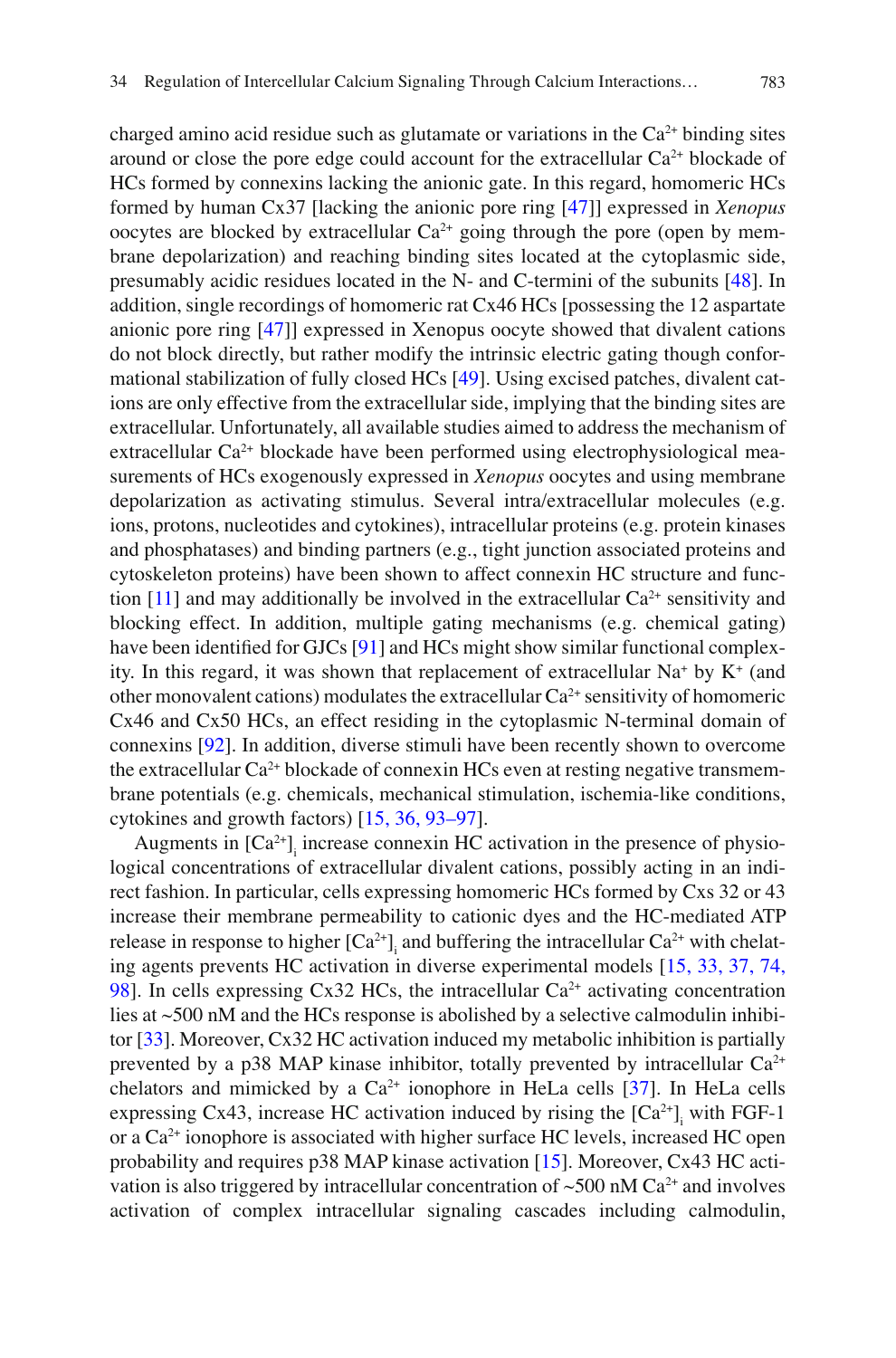charged amino acid residue such as glutamate or variations in the $Ca^{2+}$ binding sites around or close the pore edge could account for the extracellular $Ca^{2+}$ blockade of HCs formed by connexins lacking the anionic gate. In this regard, homomeric HCs formed by human Cx37 [lacking the anionic pore ring [47]] expressed in *Xenopus* oocytes are blocked by extracellular $Ca^{2+}$ going through the pore (open by membrane depolarization) and reaching binding sites located at the cytoplasmic side, presumably acidic residues located in the N- and C-termini of the subunits [48]. In addition, single recordings of homomeric rat Cx46 HCs [possessing the 12 aspartate anionic pore ring [47]] expressed in Xenopus oocyte showed that divalent cations do not block directly, but rather modify the intrinsic electric gating though conformational stabilization of fully closed HCs [49]. Using excised patches, divalent cations are only effective from the extracellular side, implying that the binding sites are extracellular. Unfortunately, all available studies aimed to address the mechanism of extracellular $Ca^{2+}$ blockade have been performed using electrophysiological measurements of HCs exogenously expressed in *Xenopus* oocytes and using membrane depolarization as activating stimulus. Several intra/extracellular molecules (e.g. ions, protons, nucleotides and cytokines), intracellular proteins (e.g. protein kinases and phosphatases) and binding partners (e.g., tight junction associated proteins and cytoskeleton proteins) have been shown to affect connexin HC structure and function [11] and may additionally be involved in the extracellular $Ca^{2+}$ sensitivity and blocking effect. In addition, multiple gating mechanisms (e.g. chemical gating) have been identified for GJCs [91] and HCs might show similar functional complexity. In this regard, it was shown that replacement of extracellular $Na^{+}$ by $K^{+}$ (and other monovalent cations) modulates the extracellular $Ca^{2+}$ sensitivity of homomeric Cx46 and Cx50 HCs, an effect residing in the cytoplasmic N-terminal domain of connexins [92]. In addition, diverse stimuli have been recently shown to overcome the extracellular $Ca^{2+}$ blockade of connexin HCs even at resting negative transmembrane potentials (e.g. chemicals, mechanical stimulation, ischemia-like conditions, cytokines and growth factors) [15, 36, 93–97].

Augments in $[Ca^{2+}]_i$ increase connexin HC activation in the presence of physiological concentrations of extracellular divalent cations, possibly acting in an indirect fashion. In particular, cells expressing homomeric HCs formed by Cxs 32 or 43 increase their membrane permeability to cationic dyes and the HC-mediated ATP release in response to higher $[Ca^{2+}]_i$ and buffering the intracellular $Ca^{2+}$ with chelating agents prevents HC activation in diverse experimental models [15, 33, 37, 74, 98]. In cells expressing Cx32 HCs, the intracellular $Ca^{2+}$ activating concentration lies at ~500 nM and the HCs response is abolished by a selective calmodulin inhibitor [33]. Moreover, Cx32 HC activation induced my metabolic inhibition is partially prevented by a p38 MAP kinase inhibitor, totally prevented by intracellular $Ca^{2+}$ chelators and mimicked by a $Ca^{2+}$ ionophore in HeLa cells [37]. In HeLa cells expressing Cx43, increase HC activation induced by rising the $[Ca^{2+}]_i$ with FGF-1 or a $Ca^{2+}$ ionophore is associated with higher surface HC levels, increased HC open probability and requires p38 MAP kinase activation [15]. Moreover, Cx43 HC activation is also triggered by intracellular concentration of ~500 nM $Ca^{2+}$ and involves activation of complex intracellular signaling cascades including calmodulin,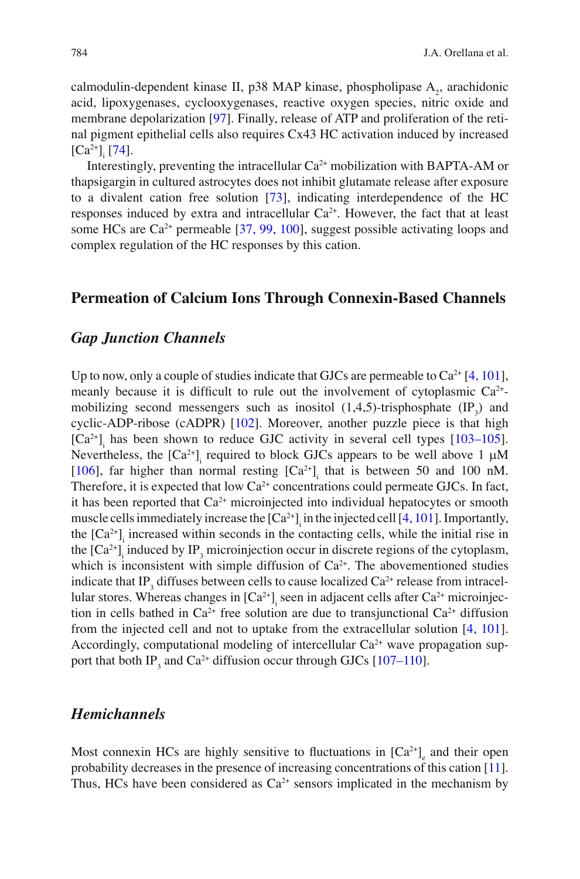calmodulin-dependent kinase II, p38 MAP kinase, phospholipase $A_2$, arachidonic acid, lipoxygenases, cyclooxygenases, reactive oxygen species, nitric oxide and membrane depolarization [97]. Finally, release of ATP and proliferation of the retinal pigment epithelial cells also requires Cx43 HC activation induced by increased $[Ca^{2+}]_i$ [74].

Interestingly, preventing the intracellular $Ca^{2+}$ mobilization with BAPTA-AM or thapsigargin in cultured astrocytes does not inhibit glutamate release after exposure to a divalent cation free solution [73], indicating interdependence of the HC responses induced by extra and intracellular $Ca^{2+}$. However, the fact that at least some HCs are $Ca^{2+}$ permeable [37, 99, 100], suggest possible activating loops and complex regulation of the HC responses by this cation.

## Permeation of Calcium Ions Through Connexin-Based Channels

### *Gap Junction Channels*

Up to now, only a couple of studies indicate that GJCs are permeable to $Ca^{2+}$ [4, 101], meanly because it is difficult to rule out the involvement of cytoplasmic $Ca^{2+}$-mobilizing second messengers such as inositol (1,4,5)-trisphosphate ($IP_3$) and cyclic-ADP-ribose (cADPR) [102]. Moreover, another puzzle piece is that high $[Ca^{2+}]_i$ has been shown to reduce GJC activity in several cell types [103–105]. Nevertheless, the $[Ca^{2+}]_i$ required to block GJCs appears to be well above 1 μM [106], far higher than normal resting $[Ca^{2+}]_i$ that is between 50 and 100 nM. Therefore, it is expected that low $Ca^{2+}$ concentrations could permeate GJCs. In fact, it has been reported that $Ca^{2+}$ microinjected into individual hepatocytes or smooth muscle cells immediately increase the $[Ca^{2+}]_i$ in the injected cell [4, 101]. Importantly, the $[Ca^{2+}]_i$ increased within seconds in the contacting cells, while the initial rise in the $[Ca^{2+}]_i$ induced by $IP_3$ microinjection occur in discrete regions of the cytoplasm, which is inconsistent with simple diffusion of $Ca^{2+}$. The abovementioned studies indicate that $IP_3$ diffuses between cells to cause localized $Ca^{2+}$ release from intracellular stores. Whereas changes in $[Ca^{2+}]_i$ seen in adjacent cells after $Ca^{2+}$ microinjection in cells bathed in $Ca^{2+}$ free solution are due to transjunctional $Ca^{2+}$ diffusion from the injected cell and not to uptake from the extracellular solution [4, 101]. Accordingly, computational modeling of intercellular $Ca^{2+}$ wave propagation support that both $IP_3$ and $Ca^{2+}$ diffusion occur through GJCs [107–110].

### *Hemichannels*

Most connexin HCs are highly sensitive to fluctuations in $[Ca^{2+}]_e$ and their open probability decreases in the presence of increasing concentrations of this cation [11]. Thus, HCs have been considered as $Ca^{2+}$ sensors implicated in the mechanism by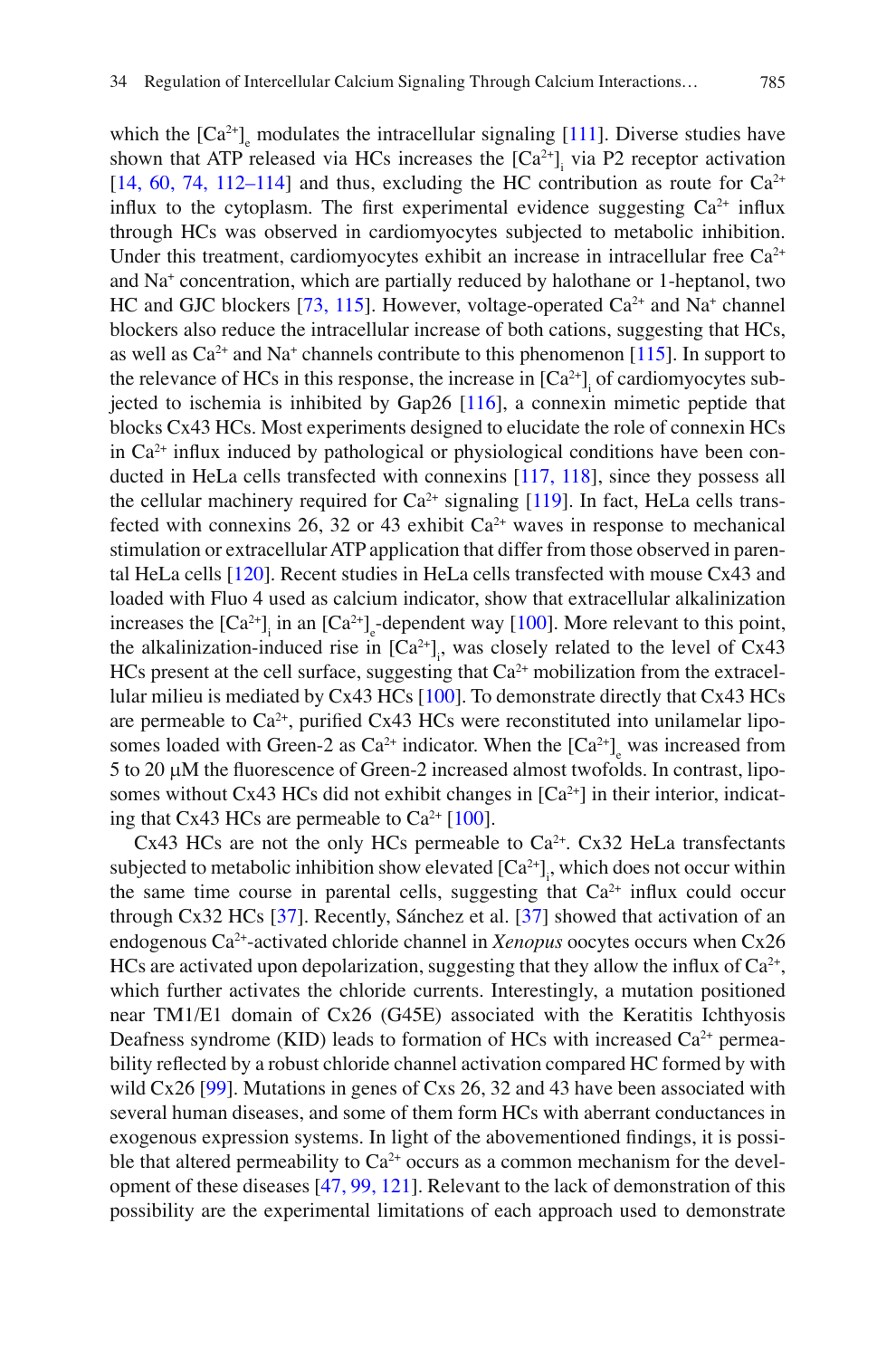which the $[Ca^{2+}]_e$ modulates the intracellular signaling [111]. Diverse studies have shown that ATP released via HCs increases the $[Ca^{2+}]_i$ via P2 receptor activation [14, 60, 74, 112–114] and thus, excluding the HC contribution as route for $Ca^{2+}$ influx to the cytoplasm. The first experimental evidence suggesting $Ca^{2+}$ influx through HCs was observed in cardiomyocytes subjected to metabolic inhibition. Under this treatment, cardiomyocytes exhibit an increase in intracellular free $Ca^{2+}$ and $Na^{+}$ concentration, which are partially reduced by halothane or 1-heptanol, two HC and GJC blockers [73, 115]. However, voltage-operated $Ca^{2+}$ and $Na^{+}$ channel blockers also reduce the intracellular increase of both cations, suggesting that HCs, as well as $Ca^{2+}$ and $Na^{+}$ channels contribute to this phenomenon [115]. In support to the relevance of HCs in this response, the increase in $[Ca^{2+}]_i$ of cardiomyocytes subjected to ischemia is inhibited by Gap26 [116], a connexin mimetic peptide that blocks Cx43 HCs. Most experiments designed to elucidate the role of connexin HCs in $Ca^{2+}$ influx induced by pathological or physiological conditions have been conducted in HeLa cells transfected with connexins [117, 118], since they possess all the cellular machinery required for $Ca^{2+}$ signaling [119]. In fact, HeLa cells transfected with connexins 26, 32 or 43 exhibit $Ca^{2+}$ waves in response to mechanical stimulation or extracellular ATP application that differ from those observed in parental HeLa cells [120]. Recent studies in HeLa cells transfected with mouse Cx43 and loaded with Fluo 4 used as calcium indicator, show that extracellular alkalinization increases the $[Ca^{2+}]_i$ in an $[Ca^{2+}]_e$-dependent way [100]. More relevant to this point, the alkalinization-induced rise in $[Ca^{2+}]_i$, was closely related to the level of Cx43 HCs present at the cell surface, suggesting that $Ca^{2+}$ mobilization from the extracellular milieu is mediated by Cx43 HCs [100]. To demonstrate directly that Cx43 HCs are permeable to $Ca^{2+}$, purified Cx43 HCs were reconstituted into unilamelar liposomes loaded with Green-2 as $Ca^{2+}$ indicator. When the $[Ca^{2+}]_e$ was increased from 5 to 20 μM the fluorescence of Green-2 increased almost twofolds. In contrast, liposomes without Cx43 HCs did not exhibit changes in $[Ca^{2+}]$ in their interior, indicating that Cx43 HCs are permeable to $Ca^{2+}$ [100].

Cx43 HCs are not the only HCs permeable to $Ca^{2+}$. Cx32 HeLa transfectants subjected to metabolic inhibition show elevated $[Ca^{2+}]_i$, which does not occur within the same time course in parental cells, suggesting that $Ca^{2+}$ influx could occur through Cx32 HCs [37]. Recently, Sánchez et al. [37] showed that activation of an endogenous $Ca^{2+}$-activated chloride channel in *Xenopus* oocytes occurs when Cx26 HCs are activated upon depolarization, suggesting that they allow the influx of $Ca^{2+}$, which further activates the chloride currents. Interestingly, a mutation positioned near TM1/E1 domain of Cx26 (G45E) associated with the Keratitis Ichthyosis Deafness syndrome (KID) leads to formation of HCs with increased $Ca^{2+}$ permeability reflected by a robust chloride channel activation compared HC formed by with wild Cx26 [99]. Mutations in genes of Cxs 26, 32 and 43 have been associated with several human diseases, and some of them form HCs with aberrant conductances in exogenous expression systems. In light of the abovementioned findings, it is possible that altered permeability to $Ca^{2+}$ occurs as a common mechanism for the development of these diseases [47, 99, 121]. Relevant to the lack of demonstration of this possibility are the experimental limitations of each approach used to demonstrate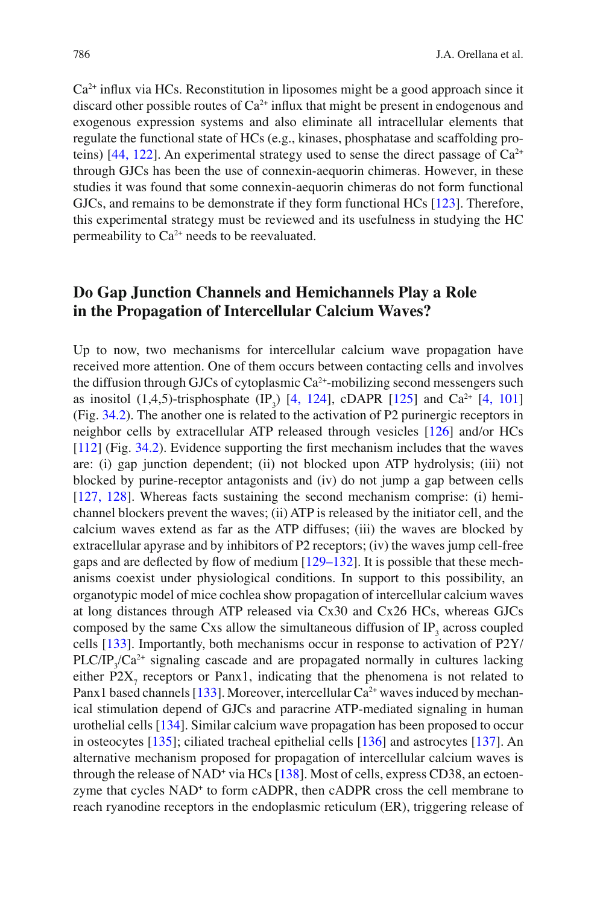$Ca^{2+}$ influx via HCs. Reconstitution in liposomes might be a good approach since it discard other possible routes of $Ca^{2+}$ influx that might be present in endogenous and exogenous expression systems and also eliminate all intracellular elements that regulate the functional state of HCs (e.g., kinases, phosphatase and scaffolding proteins) [44, 122]. An experimental strategy used to sense the direct passage of $Ca^{2+}$ through GJCs has been the use of connexin-aequorin chimeras. However, in these studies it was found that some connexin-aequorin chimeras do not form functional GJCs, and remains to be demonstrate if they form functional HCs [123]. Therefore, this experimental strategy must be reviewed and its usefulness in studying the HC permeability to $Ca^{2+}$ needs to be reevaluated.

## Do Gap Junction Channels and Hemichannels Play a Role in the Propagation of Intercellular Calcium Waves?

Up to now, two mechanisms for intercellular calcium wave propagation have received more attention. One of them occurs between contacting cells and involves the diffusion through GJCs of cytoplasmic $Ca^{2+}$-mobilizing second messengers such as inositol (1,4,5)-trisphosphate ($IP_3$) [4, 124], cDAPR [125] and $Ca^{2+}$ [4, 101] (Fig. 34.2). The another one is related to the activation of P2 purinergic receptors in neighbor cells by extracellular ATP released through vesicles [126] and/or HCs [112] (Fig. 34.2). Evidence supporting the first mechanism includes that the waves are: (i) gap junction dependent; (ii) not blocked upon ATP hydrolysis; (iii) not blocked by purine-receptor antagonists and (iv) do not jump a gap between cells [127, 128]. Whereas facts sustaining the second mechanism comprise: (i) hemichannel blockers prevent the waves; (ii) ATP is released by the initiator cell, and the calcium waves extend as far as the ATP diffuses; (iii) the waves are blocked by extracellular apyrase and by inhibitors of P2 receptors; (iv) the waves jump cell-free gaps and are deflected by flow of medium [129–132]. It is possible that these mechanisms coexist under physiological conditions. In support to this possibility, an organotypic model of mice cochlea show propagation of intercellular calcium waves at long distances through ATP released via Cx30 and Cx26 HCs, whereas GJCs composed by the same Cxs allow the simultaneous diffusion of $IP_3$ across coupled cells [133]. Importantly, both mechanisms occur in response to activation of P2Y/PLC/$IP_3$/$Ca^{2+}$ signaling cascade and are propagated normally in cultures lacking either $P2X_7$ receptors or Panx1, indicating that the phenomena is not related to Panx1 based channels [133]. Moreover, intercellular $Ca^{2+}$ waves induced by mechanical stimulation depend of GJCs and paracrine ATP-mediated signaling in human urothelial cells [134]. Similar calcium wave propagation has been proposed to occur in osteocytes [135]; ciliated tracheal epithelial cells [136] and astrocytes [137]. An alternative mechanism proposed for propagation of intercellular calcium waves is through the release of $NAD^+$ via HCs [138]. Most of cells, express CD38, an ectoenzyme that cycles $NAD^+$ to form cADPR, then cADPR cross the cell membrane to reach ryanodine receptors in the endoplasmic reticulum (ER), triggering release of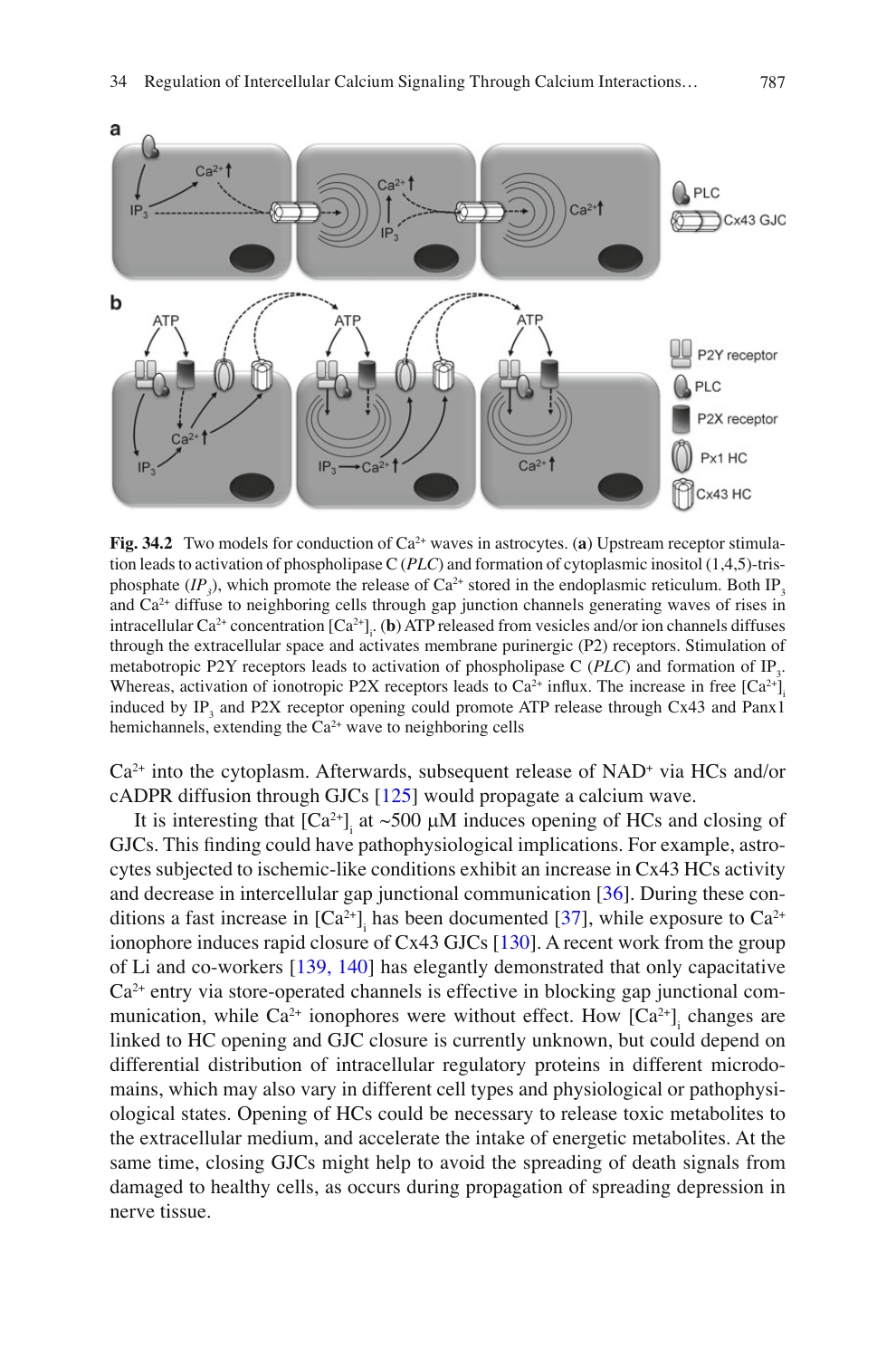Fig. 34.2 Two models for conduction of $Ca^{2+}$ waves in astrocytes. (**a**) Upstream receptor stimulation leads to activation of phospholipase C (*PLC*) and formation of cytoplasmic inositol (1,4,5)-trisphosphate (*$IP_3$*), which promote the release of $Ca^{2+}$ stored in the endoplasmic reticulum. Both $IP_3$ and $Ca^{2+}$ diffuse to neighboring cells through gap junction channels generating waves of rises in intracellular $Ca^{2+}$ concentration $[Ca^{2+}]_i$. (**b**) ATP released from vesicles and/or ion channels diffuses through the extracellular space and activates membrane purinergic (P2) receptors. Stimulation of metabotropic P2Y receptors leads to activation of phospholipase C (*PLC*) and formation of $IP_3$. Whereas, activation of ionotropic P2X receptors leads to $Ca^{2+}$ influx. The increase in free $[Ca^{2+}]_i$ induced by $IP_3$ and P2X receptor opening could promote ATP release through Cx43 and Panx1 hemichannels, extending the $Ca^{2+}$ wave to neighboring cells

$Ca^{2+}$ into the cytoplasm. Afterwards, subsequent release of $NAD^+$ via HCs and/or cADPR diffusion through GJCs [125] would propagate a calcium wave.

It is interesting that $[Ca^{2+}]_i$ at ~500 μM induces opening of HCs and closing of GJCs. This finding could have pathophysiological implications. For example, astrocytes subjected to ischemic-like conditions exhibit an increase in Cx43 HCs activity and decrease in intercellular gap junctional communication [36]. During these conditions a fast increase in $[Ca^{2+}]_i$ has been documented [37], while exposure to $Ca^{2+}$ ionophore induces rapid closure of Cx43 GJCs [130]. A recent work from the group of Li and co-workers [139, 140] has elegantly demonstrated that only capacitative $Ca^{2+}$ entry via store-operated channels is effective in blocking gap junctional communication, while $Ca^{2+}$ ionophores were without effect. How $[Ca^{2+}]_i$ changes are linked to HC opening and GJC closure is currently unknown, but could depend on differential distribution of intracellular regulatory proteins in different microdomains, which may also vary in different cell types and physiological or pathophysiological states. Opening of HCs could be necessary to release toxic metabolites to the extracellular medium, and accelerate the intake of energetic metabolites. At the same time, closing GJCs might help to avoid the spreading of death signals from damaged to healthy cells, as occurs during propagation of spreading depression in nerve tissue.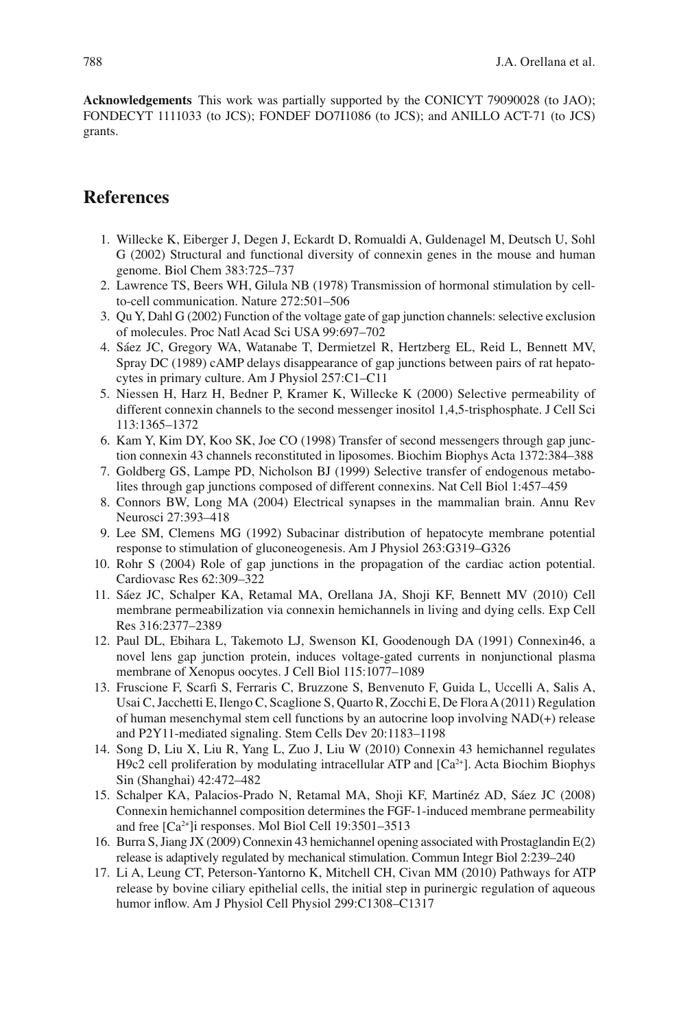**Acknowledgements** This work was partially supported by the CONICYT 79090028 (to JAO); FONDECYT 1111033 (to JCS); FONDEF DO7I1086 (to JCS); and ANILLO ACT-71 (to JCS) grants.

## References

1. Willecke K, Eiberger J, Degen J, Eckardt D, Romualdi A, Guldenagel M, Deutsch U, Sohl G (2002) Structural and functional diversity of connexin genes in the mouse and human genome. Biol Chem 383:725–737
2. Lawrence TS, Beers WH, Gilula NB (1978) Transmission of hormonal stimulation by cell-to-cell communication. Nature 272:501–506
3. Qu Y, Dahl G (2002) Function of the voltage gate of gap junction channels: selective exclusion of molecules. Proc Natl Acad Sci USA 99:697–702
4. Sáez JC, Gregory WA, Watanabe T, Dermietzel R, Hertzberg EL, Reid L, Bennett MV, Spray DC (1989) cAMP delays disappearance of gap junctions between pairs of rat hepatocytes in primary culture. Am J Physiol 257:C1–C11
5. Niessen H, Harz H, Bedner P, Kramer K, Willecke K (2000) Selective permeability of different connexin channels to the second messenger inositol 1,4,5-trisphosphate. J Cell Sci 113:1365–1372
6. Kam Y, Kim DY, Koo SK, Joe CO (1998) Transfer of second messengers through gap junction connexin 43 channels reconstituted in liposomes. Biochim Biophys Acta 1372:384–388
7. Goldberg GS, Lampe PD, Nicholson BJ (1999) Selective transfer of endogenous metabolites through gap junctions composed of different connexins. Nat Cell Biol 1:457–459
8. Connors BW, Long MA (2004) Electrical synapses in the mammalian brain. Annu Rev Neurosci 27:393–418
9. Lee SM, Clemens MG (1992) Subacinar distribution of hepatocyte membrane potential response to stimulation of gluconeogenesis. Am J Physiol 263:G319–G326
10. Rohr S (2004) Role of gap junctions in the propagation of the cardiac action potential. Cardiovasc Res 62:309–322
11. Sáez JC, Schalper KA, Retamal MA, Orellana JA, Shoji KF, Bennett MV (2010) Cell membrane permeabilization via connexin hemichannels in living and dying cells. Exp Cell Res 316:2377–2389
12. Paul DL, Ebihara L, Takemoto LJ, Swenson KI, Goodenough DA (1991) Connexin46, a novel lens gap junction protein, induces voltage-gated currents in nonjunctional plasma membrane of Xenopus oocytes. J Cell Biol 115:1077–1089
13. Fruscione F, Scarfi S, Ferraris C, Bruzzone S, Benvenuto F, Guida L, Uccelli A, Salis A, Usai C, Jacchetti E, Ilengo C, Scaglione S, Quarto R, Zocchi E, De Flora A (2011) Regulation of human mesenchymal stem cell functions by an autocrine loop involving NAD(+) release and P2Y11-mediated signaling. Stem Cells Dev 20:1183–1198
14. Song D, Liu X, Liu R, Yang L, Zuo J, Liu W (2010) Connexin 43 hemichannel regulates H9c2 cell proliferation by modulating intracellular ATP and [$Ca^{2+}$]. Acta Biochim Biophys Sin (Shanghai) 42:472–482
15. Schalper KA, Palacios-Prado N, Retamal MA, Shoji KF, Martinéz AD, Sáez JC (2008) Connexin hemichannel composition determines the FGF-1-induced membrane permeability and free [$Ca^{2+}$]i responses. Mol Biol Cell 19:3501–3513
16. Burra S, Jiang JX (2009) Connexin 43 hemichannel opening associated with Prostaglandin E(2) release is adaptively regulated by mechanical stimulation. Commun Integr Biol 2:239–240
17. Li A, Leung CT, Peterson-Yantorno K, Mitchell CH, Civan MM (2010) Pathways for ATP release by bovine ciliary epithelial cells, the initial step in purinergic regulation of aqueous humor inflow. Am J Physiol Cell Physiol 299:C1308–C1317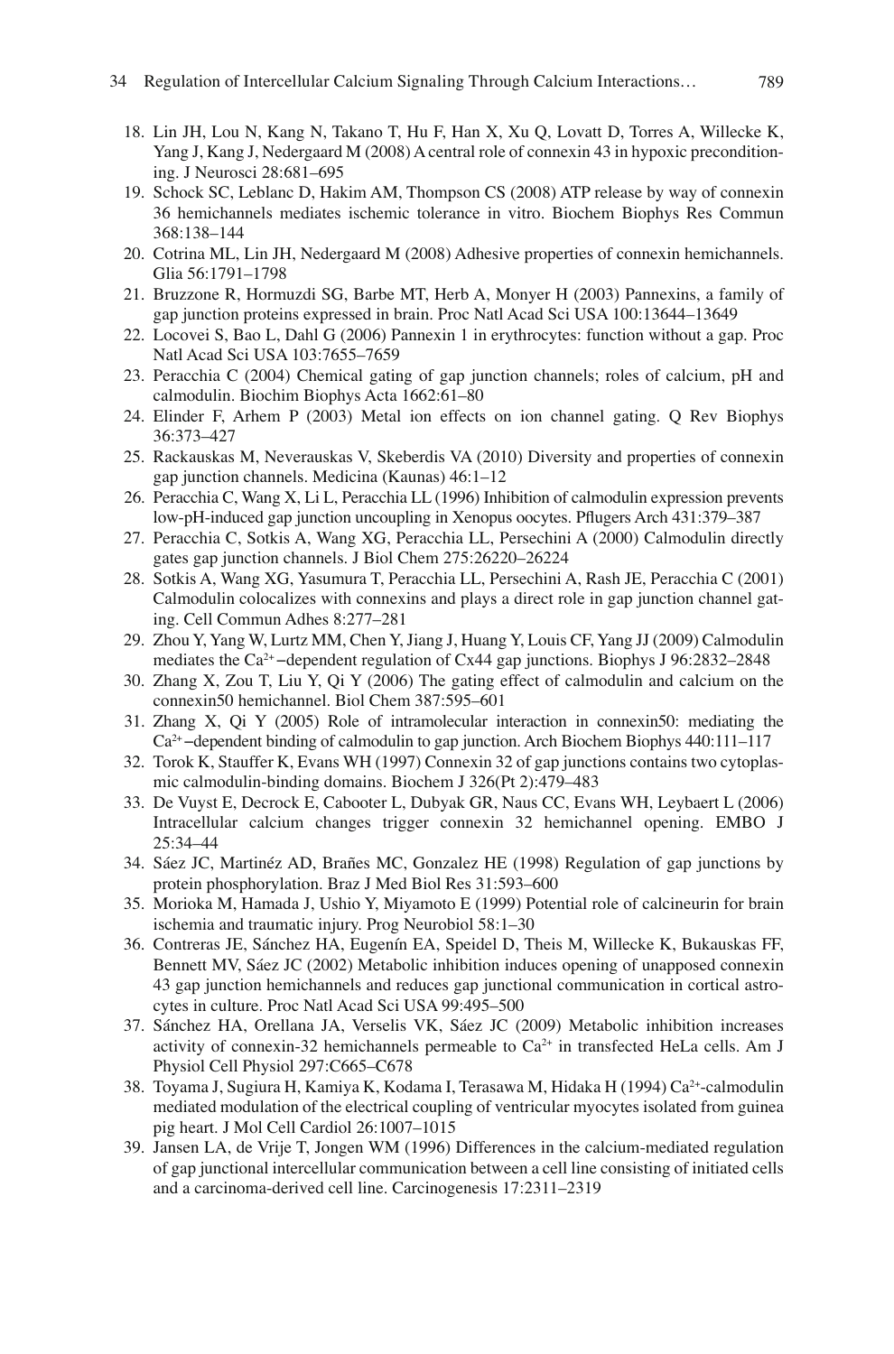18. Lin JH, Lou N, Kang N, Takano T, Hu F, Han X, Xu Q, Lovatt D, Torres A, Willecke K, Yang J, Kang J, Nedergaard M (2008) A central role of connexin 43 in hypoxic preconditioning. J Neurosci 28:681–695
19. Schock SC, Leblanc D, Hakim AM, Thompson CS (2008) ATP release by way of connexin 36 hemichannels mediates ischemic tolerance in vitro. Biochem Biophys Res Commun 368:138–144
20. Cotrina ML, Lin JH, Nedergaard M (2008) Adhesive properties of connexin hemichannels. Glia 56:1791–1798
21. Bruzzone R, Hormuzdi SG, Barbe MT, Herb A, Monyer H (2003) Pannexins, a family of gap junction proteins expressed in brain. Proc Natl Acad Sci USA 100:13644–13649
22. Locovei S, Bao L, Dahl G (2006) Pannexin 1 in erythrocytes: function without a gap. Proc Natl Acad Sci USA 103:7655–7659
23. Peracchia C (2004) Chemical gating of gap junction channels; roles of calcium, pH and calmodulin. Biochim Biophys Acta 1662:61–80
24. Elinder F, Arhem P (2003) Metal ion effects on ion channel gating. Q Rev Biophys 36:373–427
25. Rackauskas M, Neverauskas V, Skeberdis VA (2010) Diversity and properties of connexin gap junction channels. Medicina (Kaunas) 46:1–12
26. Peracchia C, Wang X, Li L, Peracchia LL (1996) Inhibition of calmodulin expression prevents low-pH-induced gap junction uncoupling in Xenopus oocytes. Pflugers Arch 431:379–387
27. Peracchia C, Sotkis A, Wang XG, Peracchia LL, Persechini A (2000) Calmodulin directly gates gap junction channels. J Biol Chem 275:26220–26224
28. Sotkis A, Wang XG, Yasumura T, Peracchia LL, Persechini A, Rash JE, Peracchia C (2001) Calmodulin colocalizes with connexins and plays a direct role in gap junction channel gating. Cell Commun Adhes 8:277–281
29. Zhou Y, Yang W, Lurtz MM, Chen Y, Jiang J, Huang Y, Louis CF, Yang JJ (2009) Calmodulin mediates the $Ca^{2+}$–dependent regulation of Cx44 gap junctions. Biophys J 96:2832–2848
30. Zhang X, Zou T, Liu Y, Qi Y (2006) The gating effect of calmodulin and calcium on the connexin50 hemichannel. Biol Chem 387:595–601
31. Zhang X, Qi Y (2005) Role of intramolecular interaction in connexin50: mediating the $Ca^{2+}$–dependent binding of calmodulin to gap junction. Arch Biochem Biophys 440:111–117
32. Torok K, Stauffer K, Evans WH (1997) Connexin 32 of gap junctions contains two cytoplasmic calmodulin-binding domains. Biochem J 326(Pt 2):479–483
33. De Vuyst E, Decrock E, Cabooter L, Dubyak GR, Naus CC, Evans WH, Leybaert L (2006) Intracellular calcium changes trigger connexin 32 hemichannel opening. EMBO J 25:34–44
34. Sáez JC, Martinéz AD, Brañes MC, Gonzalez HE (1998) Regulation of gap junctions by protein phosphorylation. Braz J Med Biol Res 31:593–600
35. Morioka M, Hamada J, Ushio Y, Miyamoto E (1999) Potential role of calcineurin for brain ischemia and traumatic injury. Prog Neurobiol 58:1–30
36. Contreras JE, Sánchez HA, Eugenín EA, Speidel D, Theis M, Willecke K, Bukauskas FF, Bennett MV, Sáez JC (2002) Metabolic inhibition induces opening of unapposed connexin 43 gap junction hemichannels and reduces gap junctional communication in cortical astrocytes in culture. Proc Natl Acad Sci USA 99:495–500
37. Sánchez HA, Orellana JA, Verselis VK, Sáez JC (2009) Metabolic inhibition increases activity of connexin-32 hemichannels permeable to $Ca^{2+}$ in transfected HeLa cells. Am J Physiol Cell Physiol 297:C665–C678
38. Toyama J, Sugiura H, Kamiya K, Kodama I, Terasawa M, Hidaka H (1994) $Ca^{2+}$-calmodulin mediated modulation of the electrical coupling of ventricular myocytes isolated from guinea pig heart. J Mol Cell Cardiol 26:1007–1015
39. Jansen LA, de Vrije T, Jongen WM (1996) Differences in the calcium-mediated regulation of gap junctional intercellular communication between a cell line consisting of initiated cells and a carcinoma-derived cell line. Carcinogenesis 17:2311–2319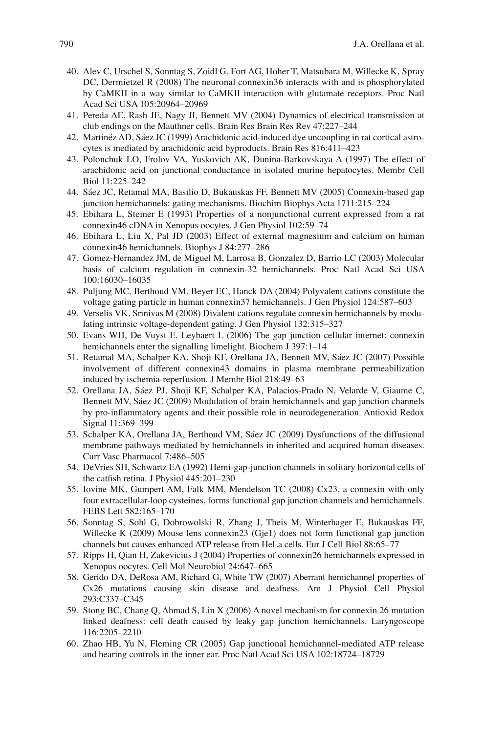40. Alev C, Urschel S, Sonntag S, Zoidl G, Fort AG, Hoher T, Matsubara M, Willecke K, Spray DC, Dermietzel R (2008) The neuronal connexin36 interacts with and is phosphorylated by CaMKII in a way similar to CaMKII interaction with glutamate receptors. Proc Natl Acad Sci USA 105:20964–20969
41. Pereda AE, Rash JE, Nagy JI, Bennett MV (2004) Dynamics of electrical transmission at club endings on the Mauthner cells. Brain Res Brain Res Rev 47:227–244
42. Martinéz AD, Sáez JC (1999) Arachidonic acid-induced dye uncoupling in rat cortical astrocytes is mediated by arachidonic acid byproducts. Brain Res 816:411–423
43. Polonchuk LO, Frolov VA, Yuskovich AK, Dunina-Barkovskaya A (1997) The effect of arachidonic acid on junctional conductance in isolated murine hepatocytes. Membr Cell Biol 11:225–242
44. Sáez JC, Retamal MA, Basilio D, Bukauskas FF, Bennett MV (2005) Connexin-based gap junction hemichannels: gating mechanisms. Biochim Biophys Acta 1711:215–224
45. Ebihara L, Steiner E (1993) Properties of a nonjunctional current expressed from a rat connexin46 cDNA in Xenopus oocytes. J Gen Physiol 102:59–74
46. Ebihara L, Liu X, Pal JD (2003) Effect of external magnesium and calcium on human connexin46 hemichannels. Biophys J 84:277–286
47. Gomez-Hernandez JM, de Miguel M, Larrosa B, Gonzalez D, Barrio LC (2003) Molecular basis of calcium regulation in connexin-32 hemichannels. Proc Natl Acad Sci USA 100:16030–16035
48. Puljung MC, Berthoud VM, Beyer EC, Hanck DA (2004) Polyvalent cations constitute the voltage gating particle in human connexin37 hemichannels. J Gen Physiol 124:587–603
49. Verselis VK, Srinivas M (2008) Divalent cations regulate connexin hemichannels by modulating intrinsic voltage-dependent gating. J Gen Physiol 132:315–327
50. Evans WH, De Vuyst E, Leybaert L (2006) The gap junction cellular internet: connexin hemichannels enter the signalling limelight. Biochem J 397:1–14
51. Retamal MA, Schalper KA, Shoji KF, Orellana JA, Bennett MV, Sáez JC (2007) Possible involvement of different connexin43 domains in plasma membrane permeabilization induced by ischemia-reperfusion. J Membr Biol 218:49–63
52. Orellana JA, Sáez PJ, Shoji KF, Schalper KA, Palacios-Prado N, Velarde V, Giaume C, Bennett MV, Sáez JC (2009) Modulation of brain hemichannels and gap junction channels by pro-inflammatory agents and their possible role in neurodegeneration. Antioxid Redox Signal 11:369–399
53. Schalper KA, Orellana JA, Berthoud VM, Sáez JC (2009) Dysfunctions of the diffusional membrane pathways mediated by hemichannels in inherited and acquired human diseases. Curr Vasc Pharmacol 7:486–505
54. DeVries SH, Schwartz EA (1992) Hemi-gap-junction channels in solitary horizontal cells of the catfish retina. J Physiol 445:201–230
55. Iovine MK, Gumpert AM, Falk MM, Mendelson TC (2008) Cx23, a connexin with only four extracellular-loop cysteines, forms functional gap junction channels and hemichannels. FEBS Lett 582:165–170
56. Sonntag S, Sohl G, Dobrowolski R, Zhang J, Theis M, Winterhager E, Bukauskas FF, Willecke K (2009) Mouse lens connexin23 (Gje1) does not form functional gap junction channels but causes enhanced ATP release from HeLa cells. Eur J Cell Biol 88:65–77
57. Ripps H, Qian H, Zakevicius J (2004) Properties of connexin26 hemichannels expressed in Xenopus oocytes. Cell Mol Neurobiol 24:647–665
58. Gerido DA, DeRosa AM, Richard G, White TW (2007) Aberrant hemichannel properties of Cx26 mutations causing skin disease and deafness. Am J Physiol Cell Physiol 293:C337–C345
59. Stong BC, Chang Q, Ahmad S, Lin X (2006) A novel mechanism for connexin 26 mutation linked deafness: cell death caused by leaky gap junction hemichannels. Laryngoscope 116:2205–2210
60. Zhao HB, Yu N, Fleming CR (2005) Gap junctional hemichannel-mediated ATP release and hearing controls in the inner ear. Proc Natl Acad Sci USA 102:18724–18729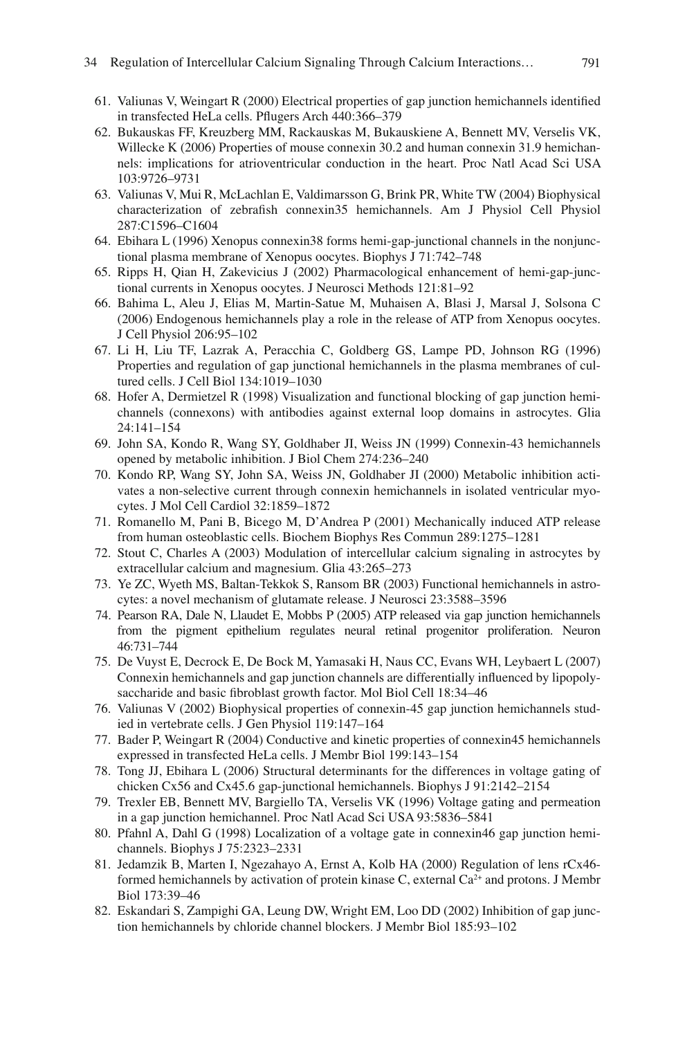61. Valiunas V, Weingart R (2000) Electrical properties of gap junction hemichannels identified in transfected HeLa cells. Pflugers Arch 440:366–379
62. Bukauskas FF, Kreuzberg MM, Rackauskas M, Bukauskiene A, Bennett MV, Verselis VK, Willecke K (2006) Properties of mouse connexin 30.2 and human connexin 31.9 hemichannels: implications for atrioventricular conduction in the heart. Proc Natl Acad Sci USA 103:9726–9731
63. Valiunas V, Mui R, McLachlan E, Valdimarsson G, Brink PR, White TW (2004) Biophysical characterization of zebrafish connexin35 hemichannels. Am J Physiol Cell Physiol 287:C1596–C1604
64. Ebihara L (1996) Xenopus connexin38 forms hemi-gap-junctional channels in the nonjunctional plasma membrane of Xenopus oocytes. Biophys J 71:742–748
65. Ripps H, Qian H, Zakevicius J (2002) Pharmacological enhancement of hemi-gap-junctional currents in Xenopus oocytes. J Neurosci Methods 121:81–92
66. Bahima L, Aleu J, Elias M, Martin-Satue M, Muhaisen A, Blasi J, Marsal J, Solsona C (2006) Endogenous hemichannels play a role in the release of ATP from Xenopus oocytes. J Cell Physiol 206:95–102
67. Li H, Liu TF, Lazrak A, Peracchia C, Goldberg GS, Lampe PD, Johnson RG (1996) Properties and regulation of gap junctional hemichannels in the plasma membranes of cultured cells. J Cell Biol 134:1019–1030
68. Hofer A, Dermietzel R (1998) Visualization and functional blocking of gap junction hemichannels (connexons) with antibodies against external loop domains in astrocytes. Glia 24:141–154
69. John SA, Kondo R, Wang SY, Goldhaber JI, Weiss JN (1999) Connexin-43 hemichannels opened by metabolic inhibition. J Biol Chem 274:236–240
70. Kondo RP, Wang SY, John SA, Weiss JN, Goldhaber JI (2000) Metabolic inhibition activates a non-selective current through connexin hemichannels in isolated ventricular myocytes. J Mol Cell Cardiol 32:1859–1872
71. Romanello M, Pani B, Bicego M, D'Andrea P (2001) Mechanically induced ATP release from human osteoblastic cells. Biochem Biophys Res Commun 289:1275–1281
72. Stout C, Charles A (2003) Modulation of intercellular calcium signaling in astrocytes by extracellular calcium and magnesium. Glia 43:265–273
73. Ye ZC, Wyeth MS, Baltan-Tekkok S, Ransom BR (2003) Functional hemichannels in astrocytes: a novel mechanism of glutamate release. J Neurosci 23:3588–3596
74. Pearson RA, Dale N, Llaudet E, Mobbs P (2005) ATP released via gap junction hemichannels from the pigment epithelium regulates neural retinal progenitor proliferation. Neuron 46:731–744
75. De Vuyst E, Decrock E, De Bock M, Yamasaki H, Naus CC, Evans WH, Leybaert L (2007) Connexin hemichannels and gap junction channels are differentially influenced by lipopolysaccharide and basic fibroblast growth factor. Mol Biol Cell 18:34–46
76. Valiunas V (2002) Biophysical properties of connexin-45 gap junction hemichannels studied in vertebrate cells. J Gen Physiol 119:147–164
77. Bader P, Weingart R (2004) Conductive and kinetic properties of connexin45 hemichannels expressed in transfected HeLa cells. J Membr Biol 199:143–154
78. Tong JJ, Ebihara L (2006) Structural determinants for the differences in voltage gating of chicken Cx56 and Cx45.6 gap-junctional hemichannels. Biophys J 91:2142–2154
79. Trexler EB, Bennett MV, Bargiello TA, Verselis VK (1996) Voltage gating and permeation in a gap junction hemichannel. Proc Natl Acad Sci USA 93:5836–5841
80. Pfahnl A, Dahl G (1998) Localization of a voltage gate in connexin46 gap junction hemichannels. Biophys J 75:2323–2331
81. Jedamzik B, Marten I, Ngezahayo A, Ernst A, Kolb HA (2000) Regulation of lens rCx46-formed hemichannels by activation of protein kinase C, external $Ca^{2+}$ and protons. J Membr Biol 173:39–46
82. Eskandari S, Zampighi GA, Leung DW, Wright EM, Loo DD (2002) Inhibition of gap junction hemichannels by chloride channel blockers. J Membr Biol 185:93–102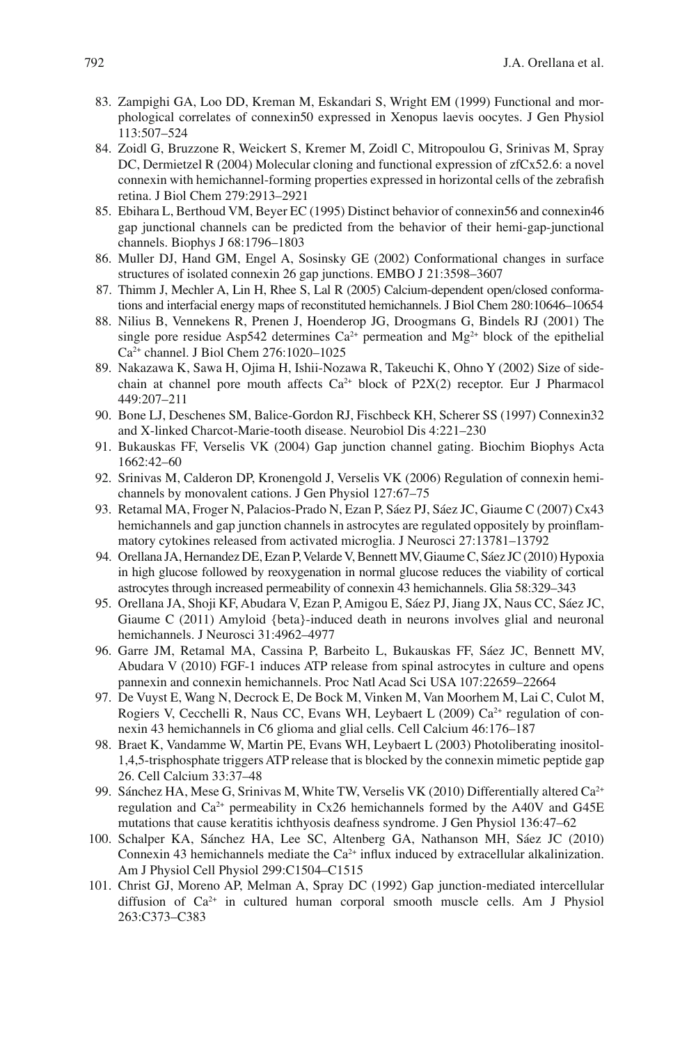83. Zampighi GA, Loo DD, Kreman M, Eskandari S, Wright EM (1999) Functional and morphological correlates of connexin50 expressed in Xenopus laevis oocytes. J Gen Physiol 113:507–524
84. Zoidl G, Bruzzone R, Weickert S, Kremer M, Zoidl C, Mitropoulou G, Srinivas M, Spray DC, Dermietzel R (2004) Molecular cloning and functional expression of zfCx52.6: a novel connexin with hemichannel-forming properties expressed in horizontal cells of the zebrafish retina. J Biol Chem 279:2913–2921
85. Ebihara L, Berthoud VM, Beyer EC (1995) Distinct behavior of connexin56 and connexin46 gap junctional channels can be predicted from the behavior of their hemi-gap-junctional channels. Biophys J 68:1796–1803
86. Muller DJ, Hand GM, Engel A, Sosinsky GE (2002) Conformational changes in surface structures of isolated connexin 26 gap junctions. EMBO J 21:3598–3607
87. Thimm J, Mechler A, Lin H, Rhee S, Lal R (2005) Calcium-dependent open/closed conformations and interfacial energy maps of reconstituted hemichannels. J Biol Chem 280:10646–10654
88. Nilius B, Vennekens R, Prenen J, Hoenderop JG, Droogmans G, Bindels RJ (2001) The single pore residue Asp542 determines $Ca^{2+}$ permeation and $Mg^{2+}$ block of the epithelial $Ca^{2+}$ channel. J Biol Chem 276:1020–1025
89. Nakazawa K, Sawa H, Ojima H, Ishii-Nozawa R, Takeuchi K, Ohno Y (2002) Size of side-chain at channel pore mouth affects $Ca^{2+}$ block of P2X(2) receptor. Eur J Pharmacol 449:207–211
90. Bone LJ, Deschenes SM, Balice-Gordon RJ, Fischbeck KH, Scherer SS (1997) Connexin32 and X-linked Charcot-Marie-tooth disease. Neurobiol Dis 4:221–230
91. Bukauskas FF, Verselis VK (2004) Gap junction channel gating. Biochim Biophys Acta 1662:42–60
92. Srinivas M, Calderon DP, Kronengold J, Verselis VK (2006) Regulation of connexin hemichannels by monovalent cations. J Gen Physiol 127:67–75
93. Retamal MA, Froger N, Palacios-Prado N, Ezan P, Sáez PJ, Sáez JC, Giaume C (2007) Cx43 hemichannels and gap junction channels in astrocytes are regulated oppositely by proinflammatory cytokines released from activated microglia. J Neurosci 27:13781–13792
94. Orellana JA, Hernandez DE, Ezan P, Velarde V, Bennett MV, Giaume C, Sáez JC (2010) Hypoxia in high glucose followed by reoxygenation in normal glucose reduces the viability of cortical astrocytes through increased permeability of connexin 43 hemichannels. Glia 58:329–343
95. Orellana JA, Shoji KF, Abudara V, Ezan P, Amigou E, Sáez PJ, Jiang JX, Naus CC, Sáez JC, Giaume C (2011) Amyloid {beta}-induced death in neurons involves glial and neuronal hemichannels. J Neurosci 31:4962–4977
96. Garre JM, Retamal MA, Cassina P, Barbeito L, Bukauskas FF, Sáez JC, Bennett MV, Abudara V (2010) FGF-1 induces ATP release from spinal astrocytes in culture and opens pannexin and connexin hemichannels. Proc Natl Acad Sci USA 107:22659–22664
97. De Vuyst E, Wang N, Decrock E, De Bock M, Vinken M, Van Moorhem M, Lai C, Culot M, Rogiers V, Cecchelli R, Naus CC, Evans WH, Leybaert L (2009) $Ca^{2+}$ regulation of connexin 43 hemichannels in C6 glioma and glial cells. Cell Calcium 46:176–187
98. Braet K, Vandamme W, Martin PE, Evans WH, Leybaert L (2003) Photoliberating inositol-1,4,5-trisphosphate triggers ATP release that is blocked by the connexin mimetic peptide gap 26. Cell Calcium 33:37–48
99. Sánchez HA, Mese G, Srinivas M, White TW, Verselis VK (2010) Differentially altered $Ca^{2+}$ regulation and $Ca^{2+}$ permeability in Cx26 hemichannels formed by the A40V and G45E mutations that cause keratitis ichthyosis deafness syndrome. J Gen Physiol 136:47–62
100. Schalper KA, Sánchez HA, Lee SC, Altenberg GA, Nathanson MH, Sáez JC (2010) Connexin 43 hemichannels mediate the $Ca^{2+}$ influx induced by extracellular alkalinization. Am J Physiol Cell Physiol 299:C1504–C1515
101. Christ GJ, Moreno AP, Melman A, Spray DC (1992) Gap junction-mediated intercellular diffusion of $Ca^{2+}$ in cultured human corporal smooth muscle cells. Am J Physiol 263:C373–C383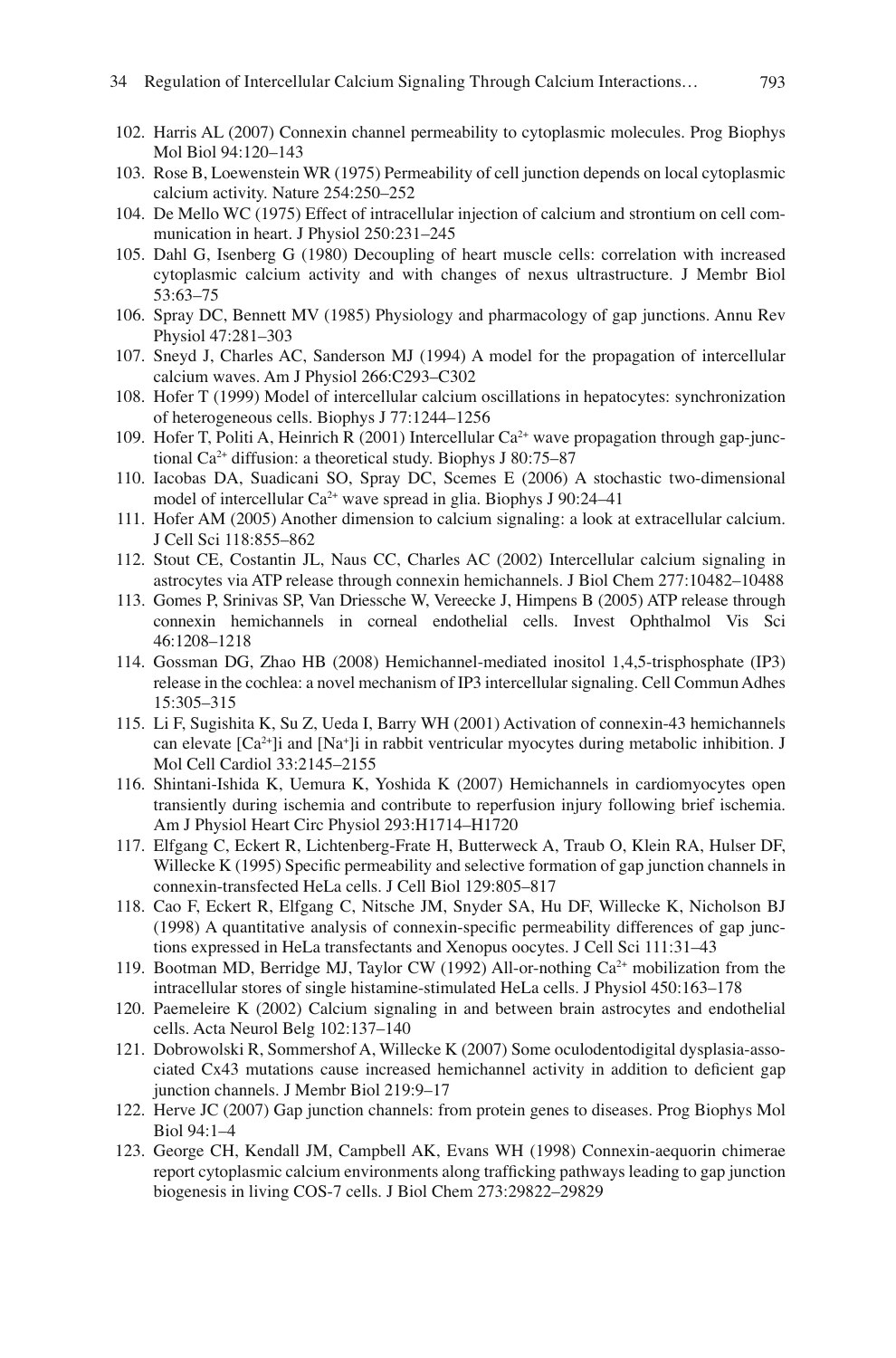102. Harris AL (2007) Connexin channel permeability to cytoplasmic molecules. Prog Biophys Mol Biol 94:120–143
103. Rose B, Loewenstein WR (1975) Permeability of cell junction depends on local cytoplasmic calcium activity. Nature 254:250–252
104. De Mello WC (1975) Effect of intracellular injection of calcium and strontium on cell communication in heart. J Physiol 250:231–245
105. Dahl G, Isenberg G (1980) Decoupling of heart muscle cells: correlation with increased cytoplasmic calcium activity and with changes of nexus ultrastructure. J Membr Biol 53:63–75
106. Spray DC, Bennett MV (1985) Physiology and pharmacology of gap junctions. Annu Rev Physiol 47:281–303
107. Sneyd J, Charles AC, Sanderson MJ (1994) A model for the propagation of intercellular calcium waves. Am J Physiol 266:C293–C302
108. Hofer T (1999) Model of intercellular calcium oscillations in hepatocytes: synchronization of heterogeneous cells. Biophys J 77:1244–1256
109. Hofer T, Politi A, Heinrich R (2001) Intercellular $Ca^{2+}$ wave propagation through gap-junctional $Ca^{2+}$ diffusion: a theoretical study. Biophys J 80:75–87
110. Iacobas DA, Suadicani SO, Spray DC, Scemes E (2006) A stochastic two-dimensional model of intercellular $Ca^{2+}$ wave spread in glia. Biophys J 90:24–41
111. Hofer AM (2005) Another dimension to calcium signaling: a look at extracellular calcium. J Cell Sci 118:855–862
112. Stout CE, Costantin JL, Naus CC, Charles AC (2002) Intercellular calcium signaling in astrocytes via ATP release through connexin hemichannels. J Biol Chem 277:10482–10488
113. Gomes P, Srinivas SP, Van Driessche W, Vereecke J, Himpens B (2005) ATP release through connexin hemichannels in corneal endothelial cells. Invest Ophthalmol Vis Sci 46:1208–1218
114. Gossman DG, Zhao HB (2008) Hemichannel-mediated inositol 1,4,5-trisphosphate (IP3) release in the cochlea: a novel mechanism of IP3 intercellular signaling. Cell Commun Adhes 15:305–315
115. Li F, Sugishita K, Su Z, Ueda I, Barry WH (2001) Activation of connexin-43 hemichannels can elevate $[Ca^{2+}]i$ and $[Na^{+}]i$ in rabbit ventricular myocytes during metabolic inhibition. J Mol Cell Cardiol 33:2145–2155
116. Shintani-Ishida K, Uemura K, Yoshida K (2007) Hemichannels in cardiomyocytes open transiently during ischemia and contribute to reperfusion injury following brief ischemia. Am J Physiol Heart Circ Physiol 293:H1714–H1720
117. Elfgang C, Eckert R, Lichtenberg-Frate H, Butterweck A, Traub O, Klein RA, Hulser DF, Willecke K (1995) Specific permeability and selective formation of gap junction channels in connexin-transfected HeLa cells. J Cell Biol 129:805–817
118. Cao F, Eckert R, Elfgang C, Nitsche JM, Snyder SA, Hu DF, Willecke K, Nicholson BJ (1998) A quantitative analysis of connexin-specific permeability differences of gap junctions expressed in HeLa transfectants and Xenopus oocytes. J Cell Sci 111:31–43
119. Bootman MD, Berridge MJ, Taylor CW (1992) All-or-nothing $Ca^{2+}$ mobilization from the intracellular stores of single histamine-stimulated HeLa cells. J Physiol 450:163–178
120. Paemeleire K (2002) Calcium signaling in and between brain astrocytes and endothelial cells. Acta Neurol Belg 102:137–140
121. Dobrowolski R, Sommershof A, Willecke K (2007) Some oculodentodigital dysplasia-associated Cx43 mutations cause increased hemichannel activity in addition to deficient gap junction channels. J Membr Biol 219:9–17
122. Herve JC (2007) Gap junction channels: from protein genes to diseases. Prog Biophys Mol Biol 94:1–4
123. George CH, Kendall JM, Campbell AK, Evans WH (1998) Connexin-aequorin chimerae report cytoplasmic calcium environments along trafficking pathways leading to gap junction biogenesis in living COS-7 cells. J Biol Chem 273:29822–29829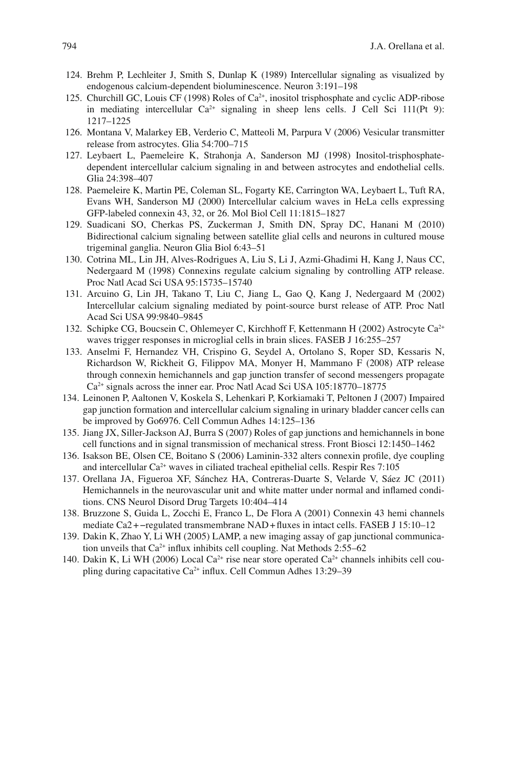124. Brehm P, Lechleiter J, Smith S, Dunlap K (1989) Intercellular signaling as visualized by endogenous calcium-dependent bioluminescence. Neuron 3:191–198
125. Churchill GC, Louis CF (1998) Roles of $Ca^{2+}$, inositol trisphosphate and cyclic ADP-ribose in mediating intercellular $Ca^{2+}$ signaling in sheep lens cells. J Cell Sci 111(Pt 9): 1217–1225
126. Montana V, Malarkey EB, Verderio C, Matteoli M, Parpura V (2006) Vesicular transmitter release from astrocytes. Glia 54:700–715
127. Leybaert L, Paemeleire K, Strahonja A, Sanderson MJ (1998) Inositol-trisphosphate-dependent intercellular calcium signaling in and between astrocytes and endothelial cells. Glia 24:398–407
128. Paemeleire K, Martin PE, Coleman SL, Fogarty KE, Carrington WA, Leybaert L, Tuft RA, Evans WH, Sanderson MJ (2000) Intercellular calcium waves in HeLa cells expressing GFP-labeled connexin 43, 32, or 26. Mol Biol Cell 11:1815–1827
129. Suadicani SO, Cherkas PS, Zuckerman J, Smith DN, Spray DC, Hanani M (2010) Bidirectional calcium signaling between satellite glial cells and neurons in cultured mouse trigeminal ganglia. Neuron Glia Biol 6:43–51
130. Cotrina ML, Lin JH, Alves-Rodrigues A, Liu S, Li J, Azmi-Ghadimi H, Kang J, Naus CC, Nedergaard M (1998) Connexins regulate calcium signaling by controlling ATP release. Proc Natl Acad Sci USA 95:15735–15740
131. Arcuino G, Lin JH, Takano T, Liu C, Jiang L, Gao Q, Kang J, Nedergaard M (2002) Intercellular calcium signaling mediated by point-source burst release of ATP. Proc Natl Acad Sci USA 99:9840–9845
132. Schipke CG, Boucsein C, Ohlemeyer C, Kirchhoff F, Kettenmann H (2002) Astrocyte $Ca^{2+}$ waves trigger responses in microglial cells in brain slices. FASEB J 16:255–257
133. Anselmi F, Hernandez VH, Crispino G, Seydel A, Ortolano S, Roper SD, Kessaris N, Richardson W, Rickheit G, Filippov MA, Monyer H, Mammano F (2008) ATP release through connexin hemichannels and gap junction transfer of second messengers propagate $Ca^{2+}$ signals across the inner ear. Proc Natl Acad Sci USA 105:18770–18775
134. Leinonen P, Aaltonen V, Koskela S, Lehenkari P, Korkiamaki T, Peltonen J (2007) Impaired gap junction formation and intercellular calcium signaling in urinary bladder cancer cells can be improved by Go6976. Cell Commun Adhes 14:125–136
135. Jiang JX, Siller-Jackson AJ, Burra S (2007) Roles of gap junctions and hemichannels in bone cell functions and in signal transmission of mechanical stress. Front Biosci 12:1450–1462
136. Isakson BE, Olsen CE, Boitano S (2006) Laminin-332 alters connexin profile, dye coupling and intercellular $Ca^{2+}$ waves in ciliated tracheal epithelial cells. Respir Res 7:105
137. Orellana JA, Figueroa XF, Sánchez HA, Contreras-Duarte S, Velarde V, Sáez JC (2011) Hemichannels in the neurovascular unit and white matter under normal and inflamed conditions. CNS Neurol Disord Drug Targets 10:404–414
138. Bruzzone S, Guida L, Zocchi E, Franco L, De Flora A (2001) Connexin 43 hemi channels mediate Ca2+−regulated transmembrane NAD+fluxes in intact cells. FASEB J 15:10–12
139. Dakin K, Zhao Y, Li WH (2005) LAMP, a new imaging assay of gap junctional communication unveils that $Ca^{2+}$ influx inhibits cell coupling. Nat Methods 2:55–62
140. Dakin K, Li WH (2006) Local $Ca^{2+}$ rise near store operated $Ca^{2+}$ channels inhibits cell coupling during capacitative $Ca^{2+}$ influx. Cell Commun Adhes 13:29–39